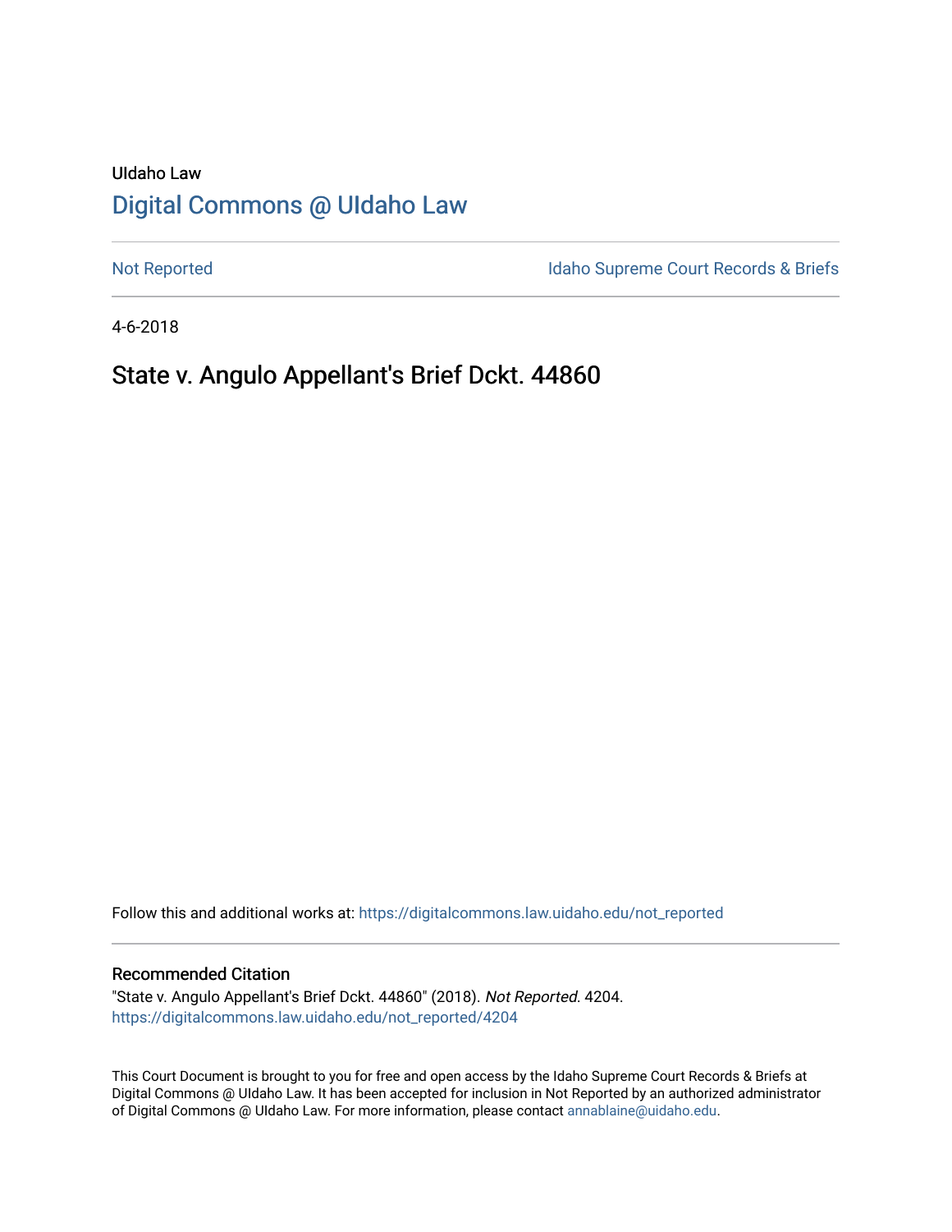UIdaho Law

# Digital Commons @ UIdaho Law

Not Reported

Idaho Supreme Court Records & Briefs

4-6-2018

## State v. Angulo Appellant's Brief Dckt. 44860

Follow this and additional works at: https://digitalcommons.law.uidaho.edu/not_reported

### Recommended Citation

"State v. Angulo Appellant's Brief Dckt. 44860" (2018). *Not Reported*. 4204.
https://digitalcommons.law.uidaho.edu/not_reported/4204

This Court Document is brought to you for free and open access by the Idaho Supreme Court Records & Briefs at Digital Commons @ UIdaho Law. It has been accepted for inclusion in Not Reported by an authorized administrator of Digital Commons @ UIdaho Law. For more information, please contact annablaine@uidaho.edu.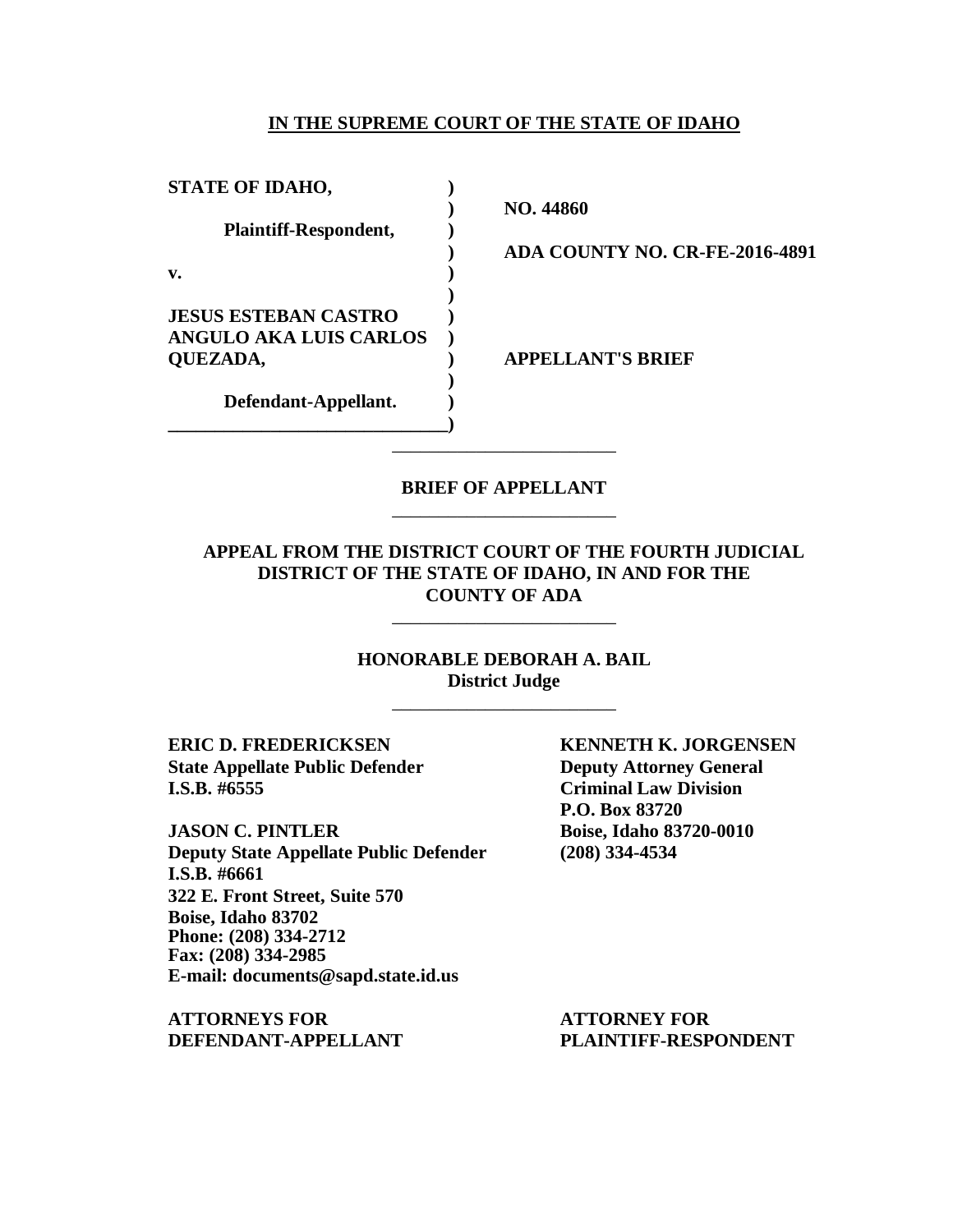**IN THE SUPREME COURT OF THE STATE OF IDAHO**

| | | |
|---|---|---|
| **STATE OF IDAHO,** | ) | |
| | ) | **NO. 44860** |
| **Plaintiff-Respondent,** | ) | |
| | ) | **ADA COUNTY NO. CR-FE-2016-4891** |
| **v.** | ) | |
| | ) | |
| **JESUS ESTEBAN CASTRO ANGULO AKA LUIS CARLOS QUEZADA,** | ) | **APPELLANT'S BRIEF** |
| | ) | |
| **Defendant-Appellant.** | ) | |

---

**BRIEF OF APPELLANT**

---

**APPEAL FROM THE DISTRICT COURT OF THE FOURTH JUDICIAL DISTRICT OF THE STATE OF IDAHO, IN AND FOR THE COUNTY OF ADA**

---

**HONORABLE DEBORAH A. BAIL**
**District Judge**

---

**ERIC D. FREDERICKSEN**
**State Appellate Public Defender**
**I.S.B. #6555**

**JASON C. PINTLER**
**Deputy State Appellate Public Defender**
**I.S.B. #6661**
**322 E. Front Street, Suite 570**
**Boise, Idaho 83702**
**Phone: (208) 334-2712**
**Fax: (208) 334-2985**
**E-mail: documents@sapd.state.id.us**

**ATTORNEYS FOR DEFENDANT-APPELLANT**

**KENNETH K. JORGENSEN**
**Deputy Attorney General**
**Criminal Law Division**
**P.O. Box 83720**
**Boise, Idaho 83720-0010**
**(208) 334-4534**

**ATTORNEY FOR PLAINTIFF-RESPONDENT**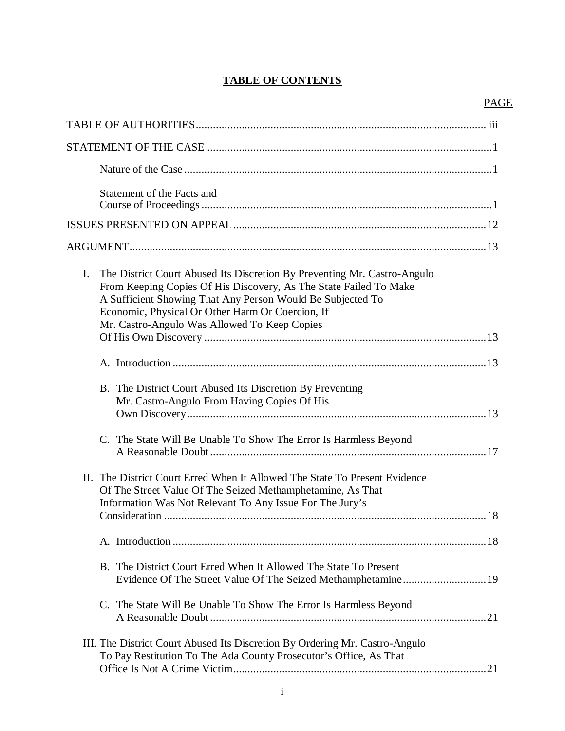# TABLE OF CONTENTS

PAGE

TABLE OF AUTHORITIES ..... iii

STATEMENT OF THE CASE ..... 1

- Nature of the Case ..... 1
- Statement of the Facts and Course of Proceedings ..... 1

ISSUES PRESENTED ON APPEAL ..... 12

ARGUMENT ..... 13

I. The District Court Abused Its Discretion By Preventing Mr. Castro-Angulo From Keeping Copies Of His Discovery, As The State Failed To Make A Sufficient Showing That Any Person Would Be Subjected To Economic, Physical Or Other Harm Or Coercion, If Mr. Castro-Angulo Was Allowed To Keep Copies Of His Own Discovery ..... 13

   A. Introduction ..... 13

   B. The District Court Abused Its Discretion By Preventing Mr. Castro-Angulo From Having Copies Of His Own Discovery ..... 13

   C. The State Will Be Unable To Show The Error Is Harmless Beyond A Reasonable Doubt ..... 17

II. The District Court Erred When It Allowed The State To Present Evidence Of The Street Value Of The Seized Methamphetamine, As That Information Was Not Relevant To Any Issue For The Jury's Consideration ..... 18

   A. Introduction ..... 18

   B. The District Court Erred When It Allowed The State To Present Evidence Of The Street Value Of The Seized Methamphetamine ..... 19

   C. The State Will Be Unable To Show The Error Is Harmless Beyond A Reasonable Doubt ..... 21

III. The District Court Abused Its Discretion By Ordering Mr. Castro-Angulo To Pay Restitution To The Ada County Prosecutor's Office, As That Office Is Not A Crime Victim ..... 21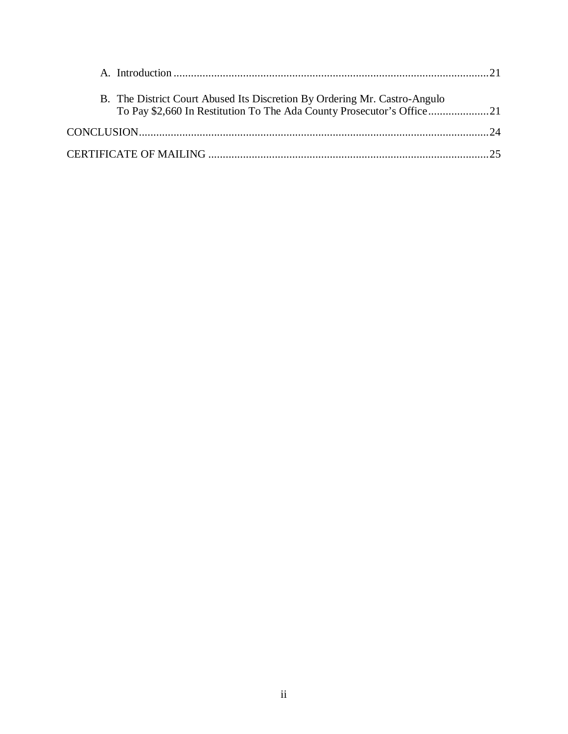A. Introduction ............................................................................................................21

B. The District Court Abused Its Discretion By Ordering Mr. Castro-Angulo To Pay $2,660 In Restitution To The Ada County Prosecutor's Office.....................21

CONCLUSION........................................................................................................................24

CERTIFICATE OF MAILING ................................................................................................25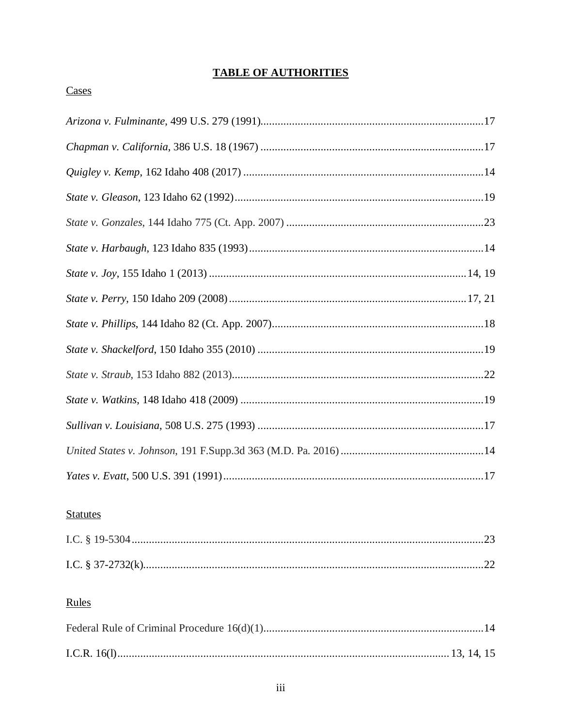# TABLE OF AUTHORITIES

## Cases

*Arizona v. Fulminante*, 499 U.S. 279 (1991) .......... 17

*Chapman v. California*, 386 U.S. 18 (1967) .......... 17

*Quigley v. Kemp*, 162 Idaho 408 (2017) .......... 14

*State v. Gleason*, 123 Idaho 62 (1992) .......... 19

*State v. Gonzales*, 144 Idaho 775 (Ct. App. 2007) .......... 23

*State v. Harbaugh*, 123 Idaho 835 (1993) .......... 14

*State v. Joy*, 155 Idaho 1 (2013) .......... 14, 19

*State v. Perry*, 150 Idaho 209 (2008) .......... 17, 21

*State v. Phillips*, 144 Idaho 82 (Ct. App. 2007) .......... 18

*State v. Shackelford*, 150 Idaho 355 (2010) .......... 19

*State v. Straub*, 153 Idaho 882 (2013) .......... 22

*State v. Watkins*, 148 Idaho 418 (2009) .......... 19

*Sullivan v. Louisiana*, 508 U.S. 275 (1993) .......... 17

*United States v. Johnson*, 191 F.Supp.3d 363 (M.D. Pa. 2016) .......... 14

*Yates v. Evatt*, 500 U.S. 391 (1991) .......... 17

## Statutes

I.C. § 19-5304 .......... 23

I.C. § 37-2732(k) .......... 22

## Rules

Federal Rule of Criminal Procedure 16(d)(1) .......... 14

I.C.R. 16(l) .......... 13, 14, 15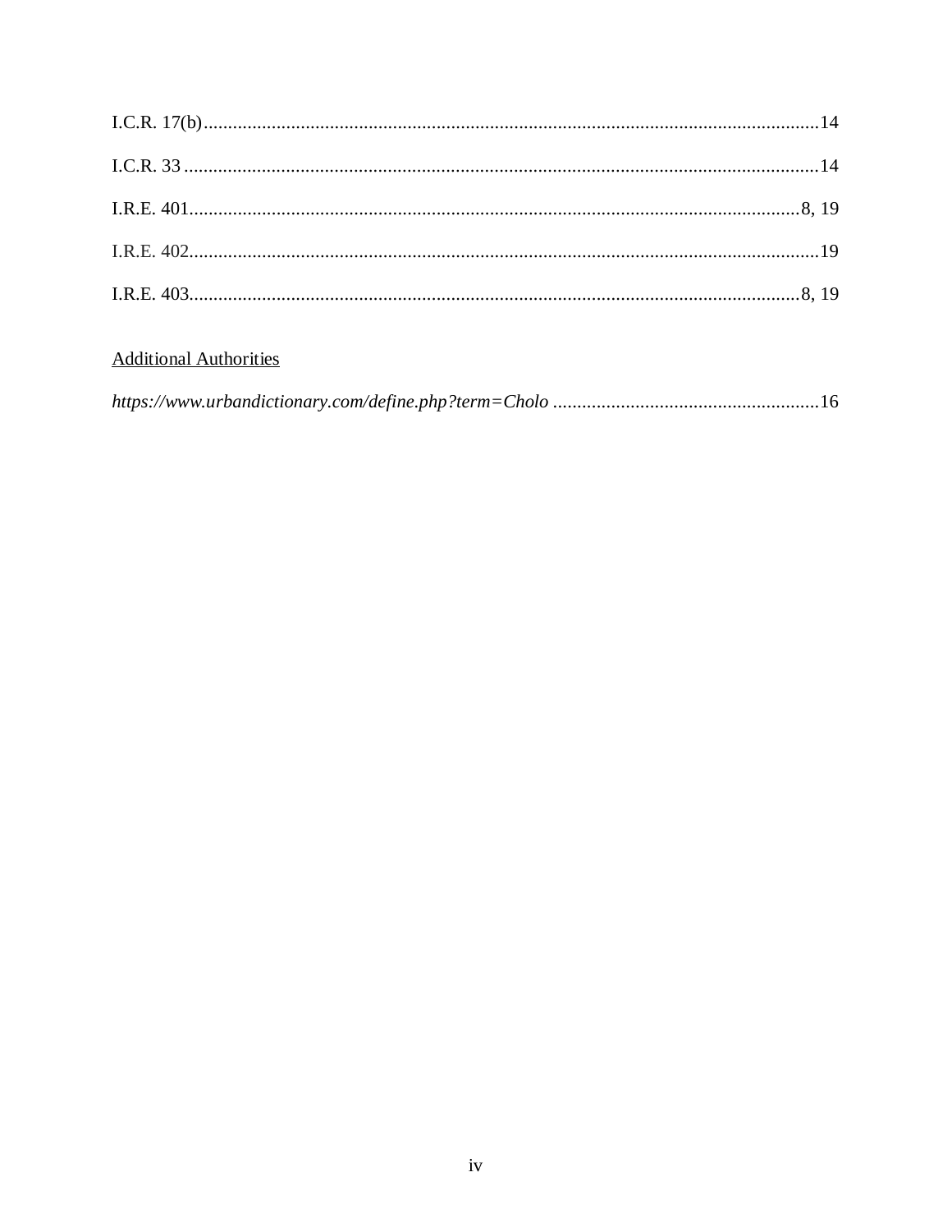I.C.R. 17(b) ............................................................................................................................14

I.C.R. 33 ...................................................................................................................................14

I.R.E. 401.............................................................................................................................8, 19

I.R.E. 402...................................................................................................................................19

I.R.E. 403.............................................................................................................................8, 19

<u>Additional Authorities</u>

*https://www.urbandictionary.com/define.php?term=Cholo* ......................................................16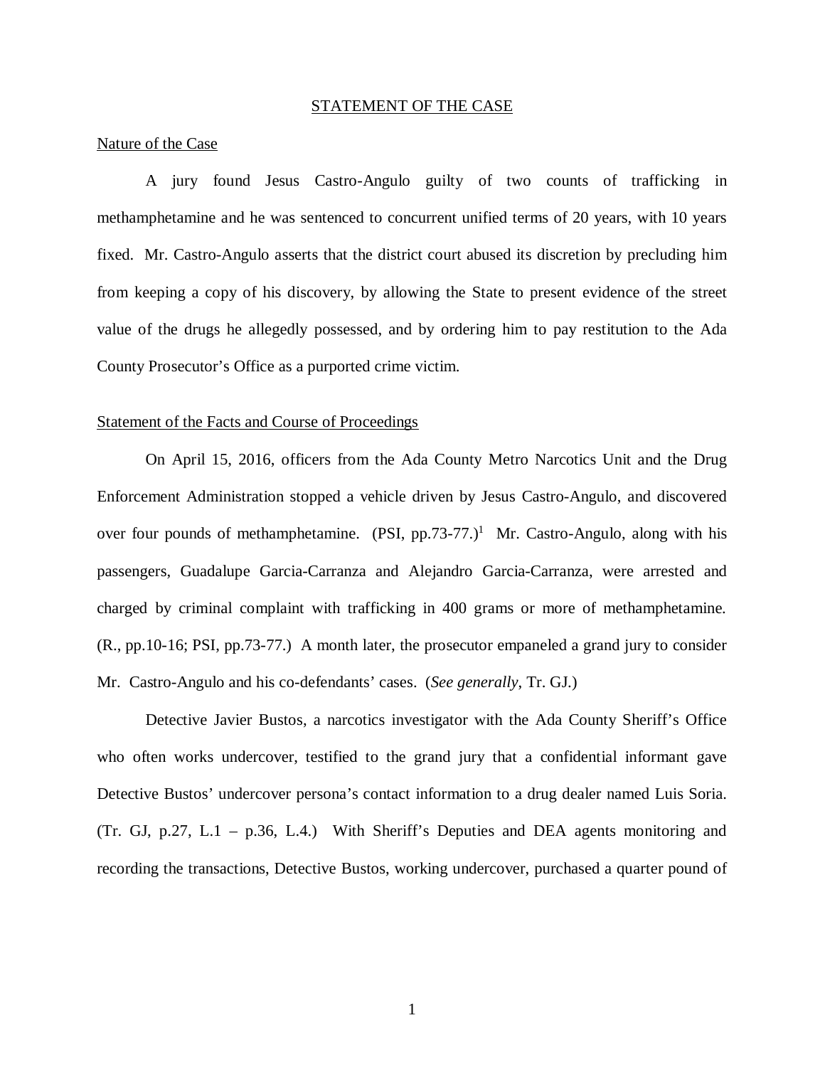## STATEMENT OF THE CASE

### Nature of the Case

A jury found Jesus Castro-Angulo guilty of two counts of trafficking in methamphetamine and he was sentenced to concurrent unified terms of 20 years, with 10 years fixed. Mr. Castro-Angulo asserts that the district court abused its discretion by precluding him from keeping a copy of his discovery, by allowing the State to present evidence of the street value of the drugs he allegedly possessed, and by ordering him to pay restitution to the Ada County Prosecutor's Office as a purported crime victim.

### Statement of the Facts and Course of Proceedings

On April 15, 2016, officers from the Ada County Metro Narcotics Unit and the Drug Enforcement Administration stopped a vehicle driven by Jesus Castro-Angulo, and discovered over four pounds of methamphetamine. (PSI, pp.73-77.)[1] Mr. Castro-Angulo, along with his passengers, Guadalupe Garcia-Carranza and Alejandro Garcia-Carranza, were arrested and charged by criminal complaint with trafficking in 400 grams or more of methamphetamine. (R., pp.10-16; PSI, pp.73-77.) A month later, the prosecutor empaneled a grand jury to consider Mr. Castro-Angulo and his co-defendants' cases. (*See generally*, Tr. GJ.)

Detective Javier Bustos, a narcotics investigator with the Ada County Sheriff's Office who often works undercover, testified to the grand jury that a confidential informant gave Detective Bustos' undercover persona's contact information to a drug dealer named Luis Soria. (Tr. GJ, p.27, L.1 – p.36, L.4.) With Sheriff's Deputies and DEA agents monitoring and recording the transactions, Detective Bustos, working undercover, purchased a quarter pound of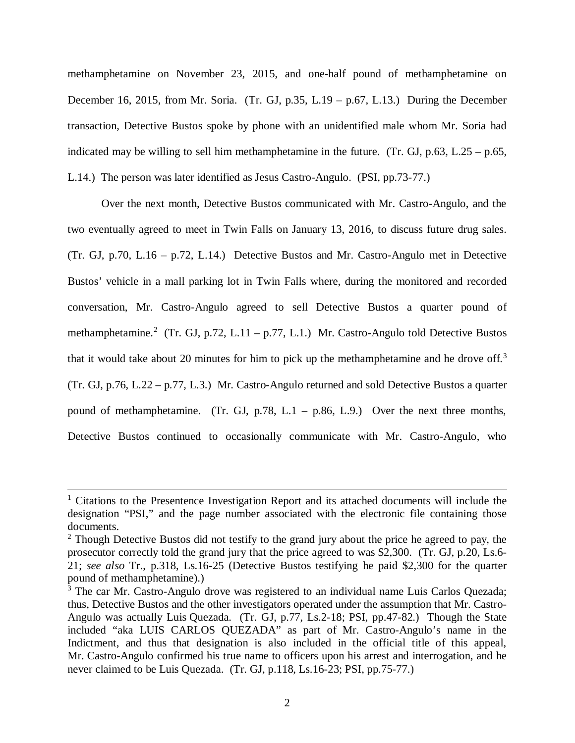methamphetamine on November 23, 2015, and one-half pound of methamphetamine on December 16, 2015, from Mr. Soria. (Tr. GJ, p.35, L.19 – p.67, L.13.) During the December transaction, Detective Bustos spoke by phone with an unidentified male whom Mr. Soria had indicated may be willing to sell him methamphetamine in the future. (Tr. GJ, p.63, L.25 – p.65, L.14.) The person was later identified as Jesus Castro-Angulo. (PSI, pp.73-77.)

Over the next month, Detective Bustos communicated with Mr. Castro-Angulo, and the two eventually agreed to meet in Twin Falls on January 13, 2016, to discuss future drug sales. (Tr. GJ, p.70, L.16 – p.72, L.14.) Detective Bustos and Mr. Castro-Angulo met in Detective Bustos' vehicle in a mall parking lot in Twin Falls where, during the monitored and recorded conversation, Mr. Castro-Angulo agreed to sell Detective Bustos a quarter pound of methamphetamine.[2] (Tr. GJ, p.72, L.11 – p.77, L.1.) Mr. Castro-Angulo told Detective Bustos that it would take about 20 minutes for him to pick up the methamphetamine and he drove off.[3] (Tr. GJ, p.76, L.22 – p.77, L.3.) Mr. Castro-Angulo returned and sold Detective Bustos a quarter pound of methamphetamine. (Tr. GJ, p.78, L.1 – p.86, L.9.) Over the next three months, Detective Bustos continued to occasionally communicate with Mr. Castro-Angulo, who

---

[1] Citations to the Presentence Investigation Report and its attached documents will include the designation "PSI," and the page number associated with the electronic file containing those documents.

[2] Though Detective Bustos did not testify to the grand jury about the price he agreed to pay, the prosecutor correctly told the grand jury that the price agreed to was $2,300. (Tr. GJ, p.20, Ls.6-21; *see also* Tr., p.318, Ls.16-25 (Detective Bustos testifying he paid $2,300 for the quarter pound of methamphetamine).)

[3] The car Mr. Castro-Angulo drove was registered to an individual name Luis Carlos Quezada; thus, Detective Bustos and the other investigators operated under the assumption that Mr. Castro-Angulo was actually Luis Quezada. (Tr. GJ, p.77, Ls.2-18; PSI, pp.47-82.) Though the State included "aka LUIS CARLOS QUEZADA" as part of Mr. Castro-Angulo's name in the Indictment, and thus that designation is also included in the official title of this appeal, Mr. Castro-Angulo confirmed his true name to officers upon his arrest and interrogation, and he never claimed to be Luis Quezada. (Tr. GJ, p.118, Ls.16-23; PSI, pp.75-77.)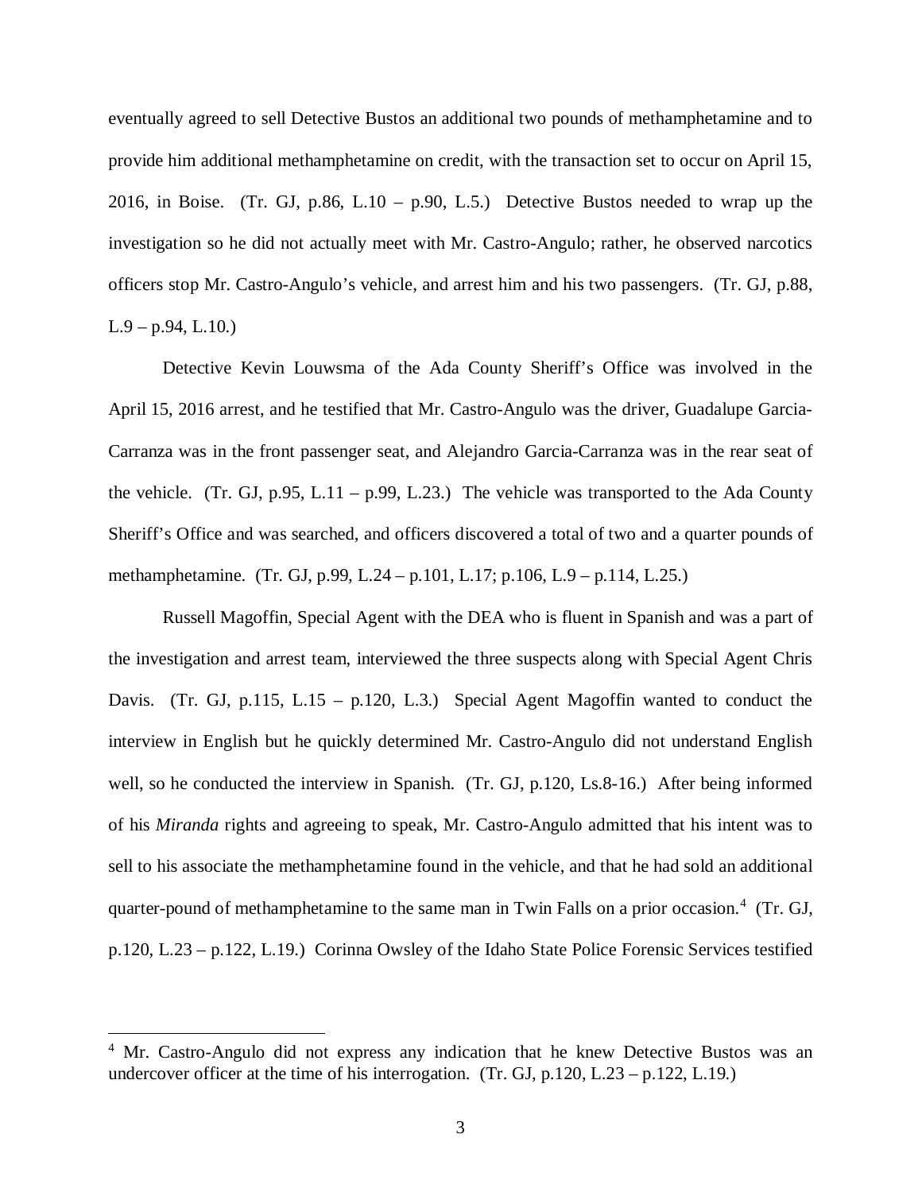eventually agreed to sell Detective Bustos an additional two pounds of methamphetamine and to provide him additional methamphetamine on credit, with the transaction set to occur on April 15, 2016, in Boise. (Tr. GJ, p.86, L.10 – p.90, L.5.) Detective Bustos needed to wrap up the investigation so he did not actually meet with Mr. Castro-Angulo; rather, he observed narcotics officers stop Mr. Castro-Angulo's vehicle, and arrest him and his two passengers. (Tr. GJ, p.88, L.9 – p.94, L.10.)

Detective Kevin Louwsma of the Ada County Sheriff's Office was involved in the April 15, 2016 arrest, and he testified that Mr. Castro-Angulo was the driver, Guadalupe Garcia-Carranza was in the front passenger seat, and Alejandro Garcia-Carranza was in the rear seat of the vehicle. (Tr. GJ, p.95, L.11 – p.99, L.23.) The vehicle was transported to the Ada County Sheriff's Office and was searched, and officers discovered a total of two and a quarter pounds of methamphetamine. (Tr. GJ, p.99, L.24 – p.101, L.17; p.106, L.9 – p.114, L.25.)

Russell Magoffin, Special Agent with the DEA who is fluent in Spanish and was a part of the investigation and arrest team, interviewed the three suspects along with Special Agent Chris Davis. (Tr. GJ, p.115, L.15 – p.120, L.3.) Special Agent Magoffin wanted to conduct the interview in English but he quickly determined Mr. Castro-Angulo did not understand English well, so he conducted the interview in Spanish. (Tr. GJ, p.120, Ls.8-16.) After being informed of his *Miranda* rights and agreeing to speak, Mr. Castro-Angulo admitted that his intent was to sell to his associate the methamphetamine found in the vehicle, and that he had sold an additional quarter-pound of methamphetamine to the same man in Twin Falls on a prior occasion.[4] (Tr. GJ, p.120, L.23 – p.122, L.19.) Corinna Owsley of the Idaho State Police Forensic Services testified

---

[4] Mr. Castro-Angulo did not express any indication that he knew Detective Bustos was an undercover officer at the time of his interrogation. (Tr. GJ, p.120, L.23 – p.122, L.19.)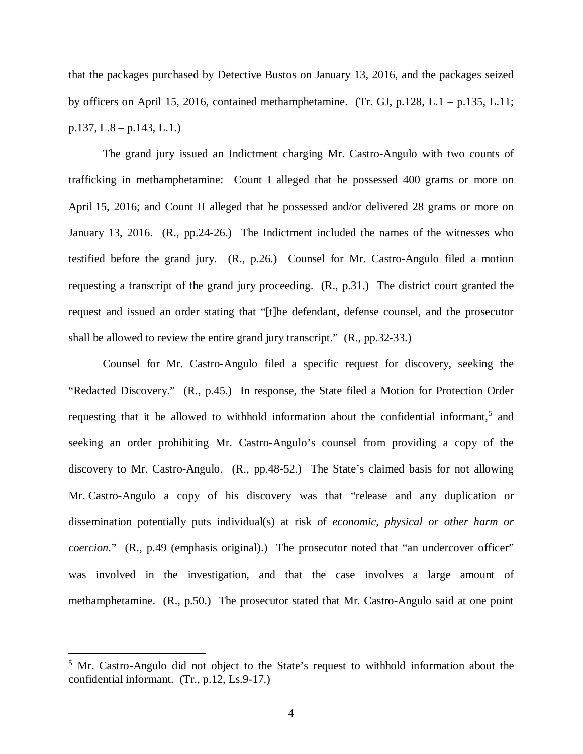that the packages purchased by Detective Bustos on January 13, 2016, and the packages seized by officers on April 15, 2016, contained methamphetamine. (Tr. GJ, p.128, L.1 – p.135, L.11; p.137, L.8 – p.143, L.1.)

The grand jury issued an Indictment charging Mr. Castro-Angulo with two counts of trafficking in methamphetamine: Count I alleged that he possessed 400 grams or more on April 15, 2016; and Count II alleged that he possessed and/or delivered 28 grams or more on January 13, 2016. (R., pp.24-26.) The Indictment included the names of the witnesses who testified before the grand jury. (R., p.26.) Counsel for Mr. Castro-Angulo filed a motion requesting a transcript of the grand jury proceeding. (R., p.31.) The district court granted the request and issued an order stating that "[t]he defendant, defense counsel, and the prosecutor shall be allowed to review the entire grand jury transcript." (R., pp.32-33.)

Counsel for Mr. Castro-Angulo filed a specific request for discovery, seeking the "Redacted Discovery." (R., p.45.) In response, the State filed a Motion for Protection Order requesting that it be allowed to withhold information about the confidential informant,[5] and seeking an order prohibiting Mr. Castro-Angulo's counsel from providing a copy of the discovery to Mr. Castro-Angulo. (R., pp.48-52.) The State's claimed basis for not allowing Mr. Castro-Angulo a copy of his discovery was that "release and any duplication or dissemination potentially puts individual(s) at risk of *economic, physical or other harm or coercion*." (R., p.49 (emphasis original).) The prosecutor noted that "an undercover officer" was involved in the investigation, and that the case involves a large amount of methamphetamine. (R., p.50.) The prosecutor stated that Mr. Castro-Angulo said at one point

[5] Mr. Castro-Angulo did not object to the State's request to withhold information about the confidential informant. (Tr., p.12, Ls.9-17.)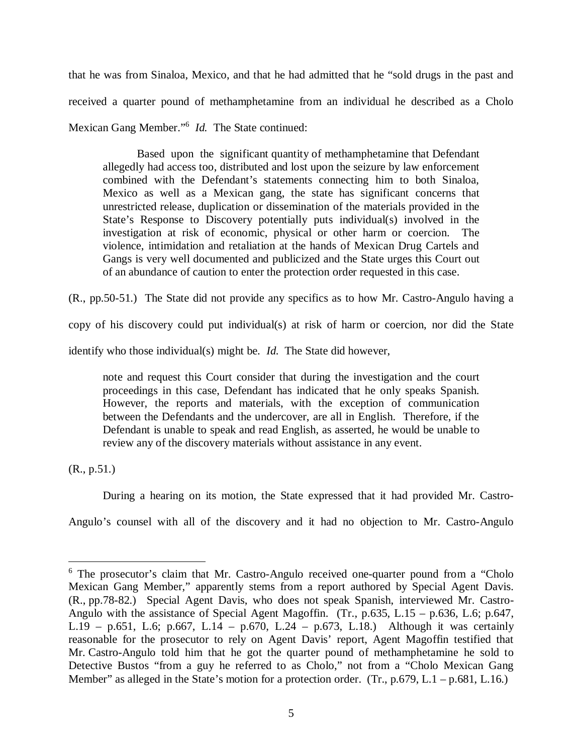that he was from Sinaloa, Mexico, and that he had admitted that he "sold drugs in the past and received a quarter pound of methamphetamine from an individual he described as a Cholo Mexican Gang Member."[6] *Id.* The State continued:

> Based upon the significant quantity of methamphetamine that Defendant allegedly had access too, distributed and lost upon the seizure by law enforcement combined with the Defendant's statements connecting him to both Sinaloa, Mexico as well as a Mexican gang, the state has significant concerns that unrestricted release, duplication or dissemination of the materials provided in the State's Response to Discovery potentially puts individual(s) involved in the investigation at risk of economic, physical or other harm or coercion. The violence, intimidation and retaliation at the hands of Mexican Drug Cartels and Gangs is very well documented and publicized and the State urges this Court out of an abundance of caution to enter the protection order requested in this case.

(R., pp.50-51.) The State did not provide any specifics as to how Mr. Castro-Angulo having a copy of his discovery could put individual(s) at risk of harm or coercion, nor did the State identify who those individual(s) might be. *Id.* The State did however,

> note and request this Court consider that during the investigation and the court proceedings in this case, Defendant has indicated that he only speaks Spanish. However, the reports and materials, with the exception of communication between the Defendants and the undercover, are all in English. Therefore, if the Defendant is unable to speak and read English, as asserted, he would be unable to review any of the discovery materials without assistance in any event.

(R., p.51.)

During a hearing on its motion, the State expressed that it had provided Mr. Castro-Angulo's counsel with all of the discovery and it had no objection to Mr. Castro-Angulo

---

[6] The prosecutor's claim that Mr. Castro-Angulo received one-quarter pound from a "Cholo Mexican Gang Member," apparently stems from a report authored by Special Agent Davis. (R., pp.78-82.) Special Agent Davis, who does not speak Spanish, interviewed Mr. Castro-Angulo with the assistance of Special Agent Magoffin. (Tr., p.635, L.15 – p.636, L.6; p.647, L.19 – p.651, L.6; p.667, L.14 – p.670, L.24 – p.673, L.18.) Although it was certainly reasonable for the prosecutor to rely on Agent Davis' report, Agent Magoffin testified that Mr. Castro-Angulo told him that he got the quarter pound of methamphetamine he sold to Detective Bustos "from a guy he referred to as Cholo," not from a "Cholo Mexican Gang Member" as alleged in the State's motion for a protection order. (Tr., p.679, L.1 – p.681, L.16.)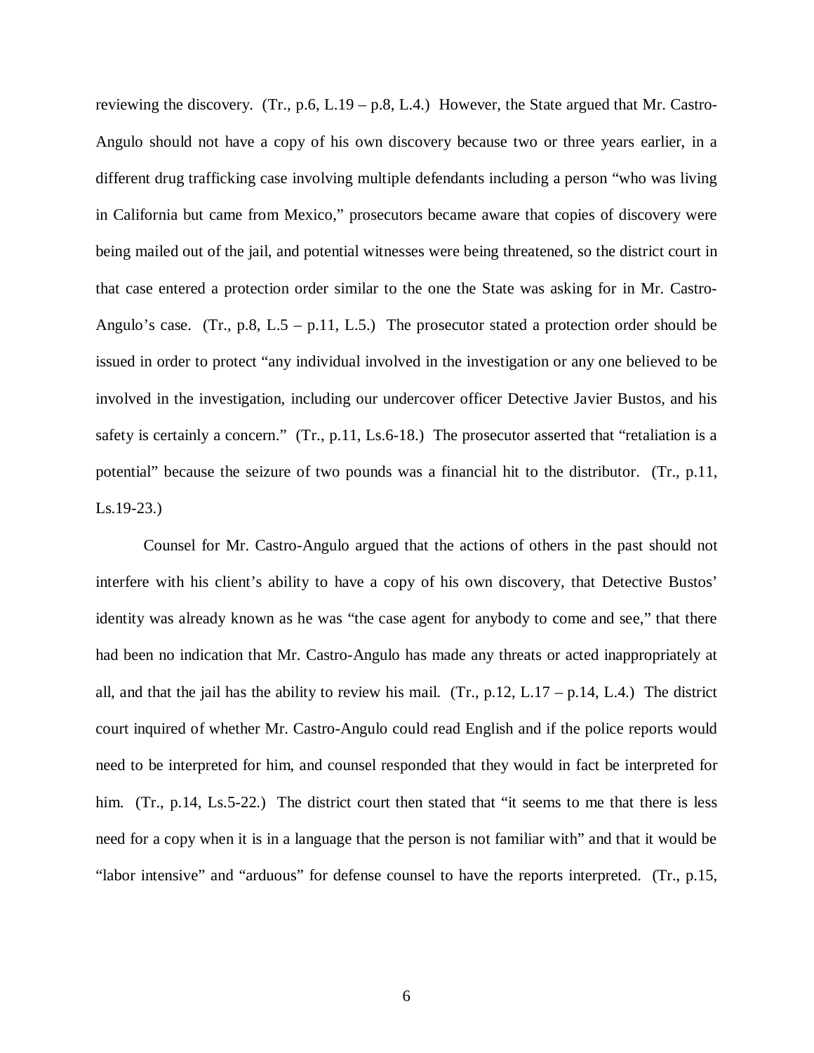reviewing the discovery. (Tr., p.6, L.19 – p.8, L.4.) However, the State argued that Mr. Castro-Angulo should not have a copy of his own discovery because two or three years earlier, in a different drug trafficking case involving multiple defendants including a person "who was living in California but came from Mexico," prosecutors became aware that copies of discovery were being mailed out of the jail, and potential witnesses were being threatened, so the district court in that case entered a protection order similar to the one the State was asking for in Mr. Castro-Angulo's case. (Tr., p.8, L.5 – p.11, L.5.) The prosecutor stated a protection order should be issued in order to protect "any individual involved in the investigation or any one believed to be involved in the investigation, including our undercover officer Detective Javier Bustos, and his safety is certainly a concern." (Tr., p.11, Ls.6-18.) The prosecutor asserted that "retaliation is a potential" because the seizure of two pounds was a financial hit to the distributor. (Tr., p.11, Ls.19-23.)

Counsel for Mr. Castro-Angulo argued that the actions of others in the past should not interfere with his client's ability to have a copy of his own discovery, that Detective Bustos' identity was already known as he was "the case agent for anybody to come and see," that there had been no indication that Mr. Castro-Angulo has made any threats or acted inappropriately at all, and that the jail has the ability to review his mail. (Tr., p.12, L.17 – p.14, L.4.) The district court inquired of whether Mr. Castro-Angulo could read English and if the police reports would need to be interpreted for him, and counsel responded that they would in fact be interpreted for him. (Tr., p.14, Ls.5-22.) The district court then stated that "it seems to me that there is less need for a copy when it is in a language that the person is not familiar with" and that it would be "labor intensive" and "arduous" for defense counsel to have the reports interpreted. (Tr., p.15,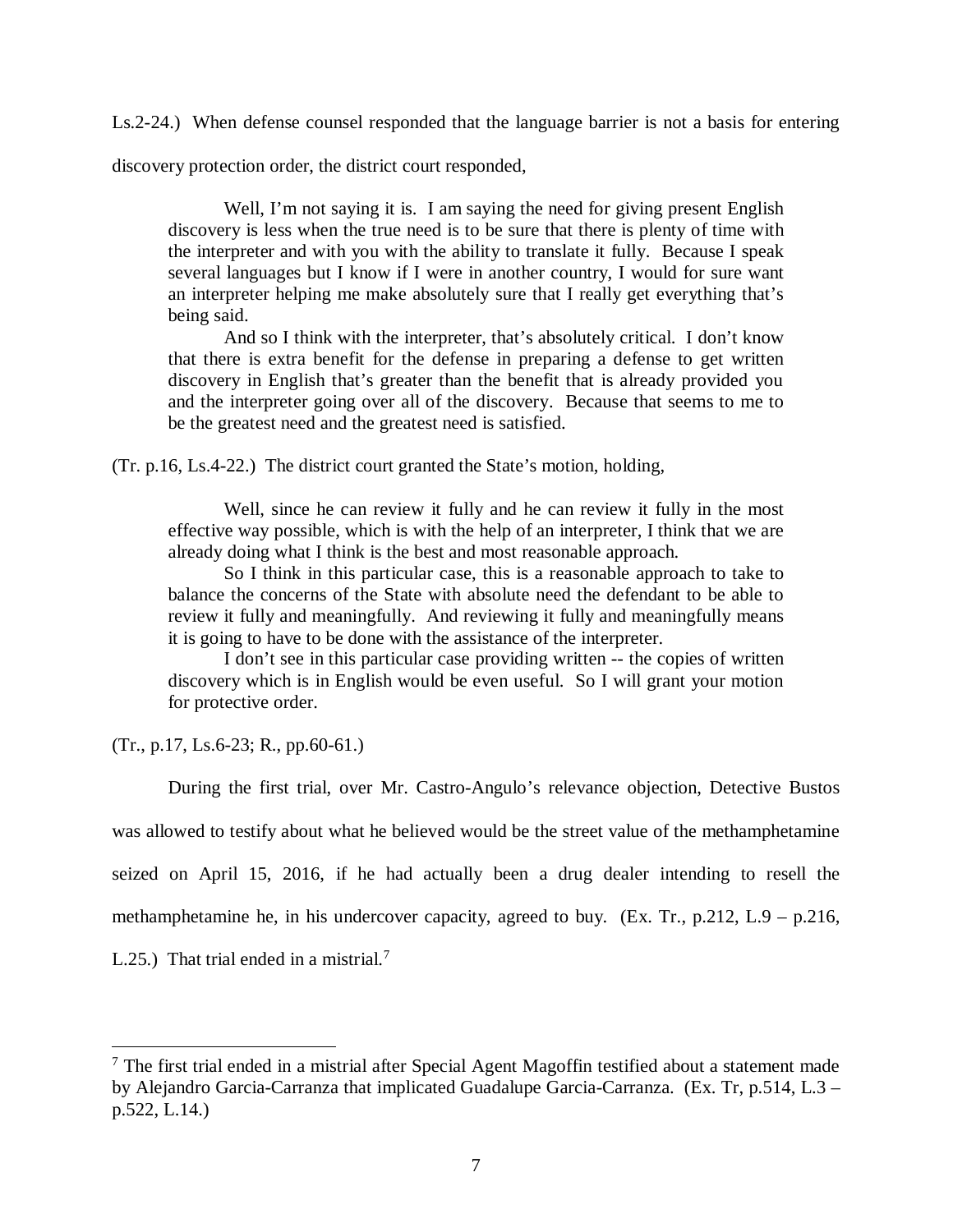Ls.2-24.) When defense counsel responded that the language barrier is not a basis for entering discovery protection order, the district court responded,

> Well, I'm not saying it is. I am saying the need for giving present English discovery is less when the true need is to be sure that there is plenty of time with the interpreter and with you with the ability to translate it fully. Because I speak several languages but I know if I were in another country, I would for sure want an interpreter helping me make absolutely sure that I really get everything that's being said.
>
> And so I think with the interpreter, that's absolutely critical. I don't know that there is extra benefit for the defense in preparing a defense to get written discovery in English that's greater than the benefit that is already provided you and the interpreter going over all of the discovery. Because that seems to me to be the greatest need and the greatest need is satisfied.

(Tr. p.16, Ls.4-22.) The district court granted the State's motion, holding,

> Well, since he can review it fully and he can review it fully in the most effective way possible, which is with the help of an interpreter, I think that we are already doing what I think is the best and most reasonable approach.
>
> So I think in this particular case, this is a reasonable approach to take to balance the concerns of the State with absolute need the defendant to be able to review it fully and meaningfully. And reviewing it fully and meaningfully means it is going to have to be done with the assistance of the interpreter.
>
> I don't see in this particular case providing written -- the copies of written discovery which is in English would be even useful. So I will grant your motion for protective order.

(Tr., p.17, Ls.6-23; R., pp.60-61.)

During the first trial, over Mr. Castro-Angulo's relevance objection, Detective Bustos was allowed to testify about what he believed would be the street value of the methamphetamine seized on April 15, 2016, if he had actually been a drug dealer intending to resell the methamphetamine he, in his undercover capacity, agreed to buy. (Ex. Tr., p.212, L.9 – p.216, L.25.) That trial ended in a mistrial.[7]

---

[7] The first trial ended in a mistrial after Special Agent Magoffin testified about a statement made by Alejandro Garcia-Carranza that implicated Guadalupe Garcia-Carranza. (Ex. Tr, p.514, L.3 – p.522, L.14.)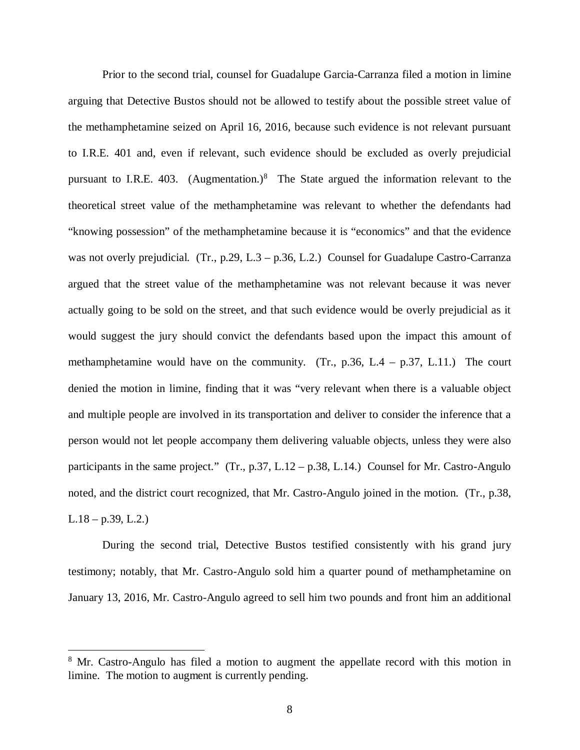Prior to the second trial, counsel for Guadalupe Garcia-Carranza filed a motion in limine arguing that Detective Bustos should not be allowed to testify about the possible street value of the methamphetamine seized on April 16, 2016, because such evidence is not relevant pursuant to I.R.E. 401 and, even if relevant, such evidence should be excluded as overly prejudicial pursuant to I.R.E. 403. (Augmentation.)[8] The State argued the information relevant to the theoretical street value of the methamphetamine was relevant to whether the defendants had "knowing possession" of the methamphetamine because it is "economics" and that the evidence was not overly prejudicial. (Tr., p.29, L.3 – p.36, L.2.) Counsel for Guadalupe Castro-Carranza argued that the street value of the methamphetamine was not relevant because it was never actually going to be sold on the street, and that such evidence would be overly prejudicial as it would suggest the jury should convict the defendants based upon the impact this amount of methamphetamine would have on the community. (Tr., p.36, L.4 – p.37, L.11.) The court denied the motion in limine, finding that it was "very relevant when there is a valuable object and multiple people are involved in its transportation and deliver to consider the inference that a person would not let people accompany them delivering valuable objects, unless they were also participants in the same project." (Tr., p.37, L.12 – p.38, L.14.) Counsel for Mr. Castro-Angulo noted, and the district court recognized, that Mr. Castro-Angulo joined in the motion. (Tr., p.38, L.18 – p.39, L.2.)

During the second trial, Detective Bustos testified consistently with his grand jury testimony; notably, that Mr. Castro-Angulo sold him a quarter pound of methamphetamine on January 13, 2016, Mr. Castro-Angulo agreed to sell him two pounds and front him an additional

[8] Mr. Castro-Angulo has filed a motion to augment the appellate record with this motion in limine. The motion to augment is currently pending.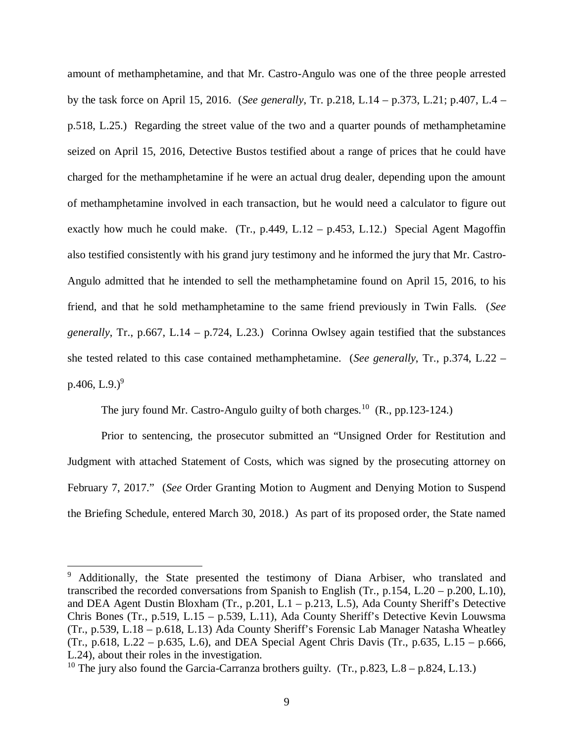amount of methamphetamine, and that Mr. Castro-Angulo was one of the three people arrested by the task force on April 15, 2016. (*See generally*, Tr. p.218, L.14 – p.373, L.21; p.407, L.4 – p.518, L.25.) Regarding the street value of the two and a quarter pounds of methamphetamine seized on April 15, 2016, Detective Bustos testified about a range of prices that he could have charged for the methamphetamine if he were an actual drug dealer, depending upon the amount of methamphetamine involved in each transaction, but he would need a calculator to figure out exactly how much he could make. (Tr., p.449, L.12 – p.453, L.12.) Special Agent Magoffin also testified consistently with his grand jury testimony and he informed the jury that Mr. Castro-Angulo admitted that he intended to sell the methamphetamine found on April 15, 2016, to his friend, and that he sold methamphetamine to the same friend previously in Twin Falls. (*See generally*, Tr., p.667, L.14 – p.724, L.23.) Corinna Owlsey again testified that the substances she tested related to this case contained methamphetamine. (*See generally*, Tr., p.374, L.22 – p.406, L.9.)[9]

The jury found Mr. Castro-Angulo guilty of both charges.[10] (R., pp.123-124.)

Prior to sentencing, the prosecutor submitted an "Unsigned Order for Restitution and Judgment with attached Statement of Costs, which was signed by the prosecuting attorney on February 7, 2017." (*See* Order Granting Motion to Augment and Denying Motion to Suspend the Briefing Schedule, entered March 30, 2018.) As part of its proposed order, the State named

---

[9] Additionally, the State presented the testimony of Diana Arbiser, who translated and transcribed the recorded conversations from Spanish to English (Tr., p.154, L.20 – p.200, L.10), and DEA Agent Dustin Bloxham (Tr., p.201, L.1 – p.213, L.5), Ada County Sheriff's Detective Chris Bones (Tr., p.519, L.15 – p.539, L.11), Ada County Sheriff's Detective Kevin Louwsma (Tr., p.539, L.18 – p.618, L.13) Ada County Sheriff's Forensic Lab Manager Natasha Wheatley (Tr., p.618, L.22 – p.635, L.6), and DEA Special Agent Chris Davis (Tr., p.635, L.15 – p.666, L.24), about their roles in the investigation.

[10] The jury also found the Garcia-Carranza brothers guilty. (Tr., p.823, L.8 – p.824, L.13.)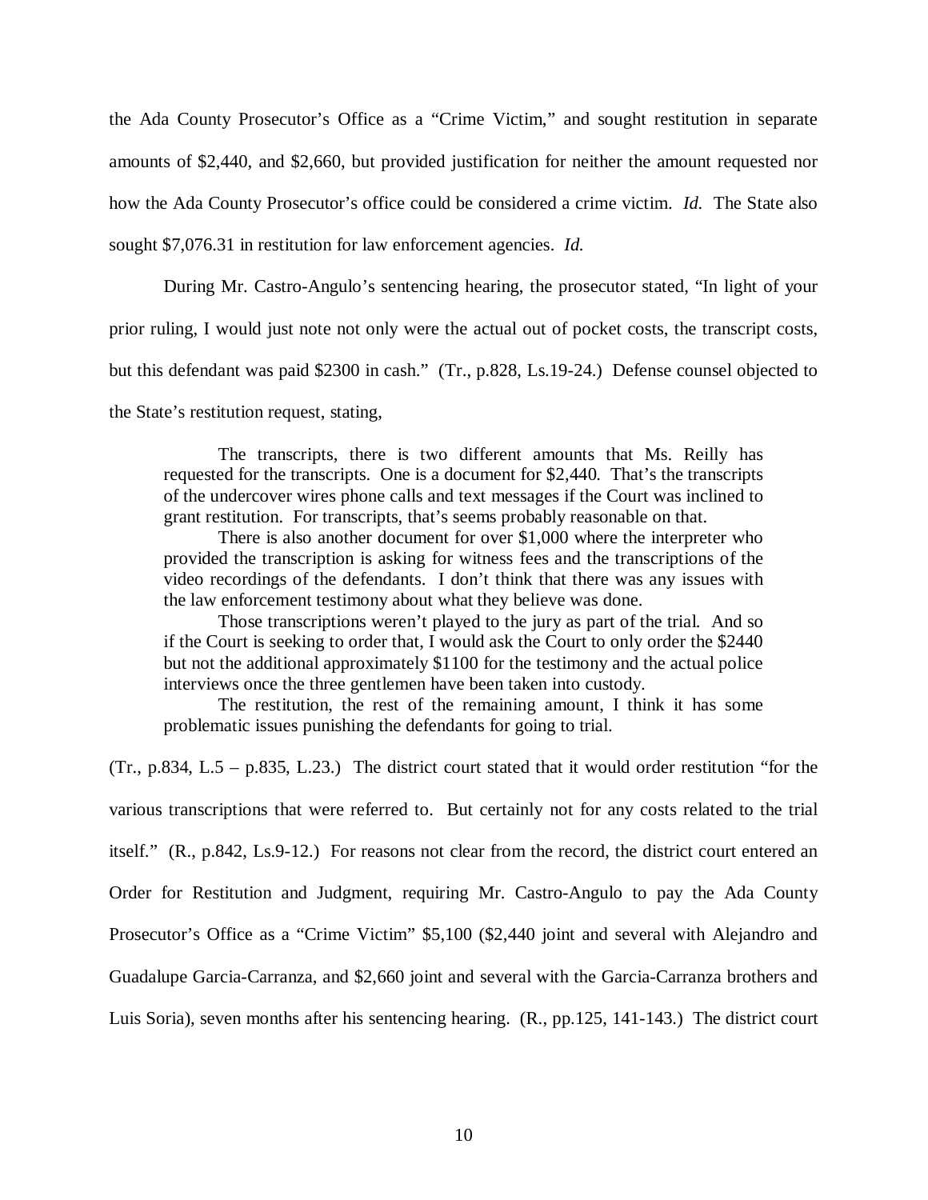the Ada County Prosecutor's Office as a "Crime Victim," and sought restitution in separate amounts of $2,440, and $2,660, but provided justification for neither the amount requested nor how the Ada County Prosecutor's office could be considered a crime victim. *Id.* The State also sought $7,076.31 in restitution for law enforcement agencies. *Id.*

During Mr. Castro-Angulo's sentencing hearing, the prosecutor stated, "In light of your prior ruling, I would just note not only were the actual out of pocket costs, the transcript costs, but this defendant was paid $2300 in cash." (Tr., p.828, Ls.19-24.) Defense counsel objected to the State's restitution request, stating,

> The transcripts, there is two different amounts that Ms. Reilly has requested for the transcripts. One is a document for $2,440. That's the transcripts of the undercover wires phone calls and text messages if the Court was inclined to grant restitution. For transcripts, that's seems probably reasonable on that.
>
> There is also another document for over $1,000 where the interpreter who provided the transcription is asking for witness fees and the transcriptions of the video recordings of the defendants. I don't think that there was any issues with the law enforcement testimony about what they believe was done.
>
> Those transcriptions weren't played to the jury as part of the trial. And so if the Court is seeking to order that, I would ask the Court to only order the $2440 but not the additional approximately $1100 for the testimony and the actual police interviews once the three gentlemen have been taken into custody.
>
> The restitution, the rest of the remaining amount, I think it has some problematic issues punishing the defendants for going to trial.

(Tr., p.834, L.5 – p.835, L.23.) The district court stated that it would order restitution "for the various transcriptions that were referred to. But certainly not for any costs related to the trial itself." (R., p.842, Ls.9-12.) For reasons not clear from the record, the district court entered an Order for Restitution and Judgment, requiring Mr. Castro-Angulo to pay the Ada County Prosecutor's Office as a "Crime Victim" $5,100 ($2,440 joint and several with Alejandro and Guadalupe Garcia-Carranza, and $2,660 joint and several with the Garcia-Carranza brothers and Luis Soria), seven months after his sentencing hearing. (R., pp.125, 141-143.) The district court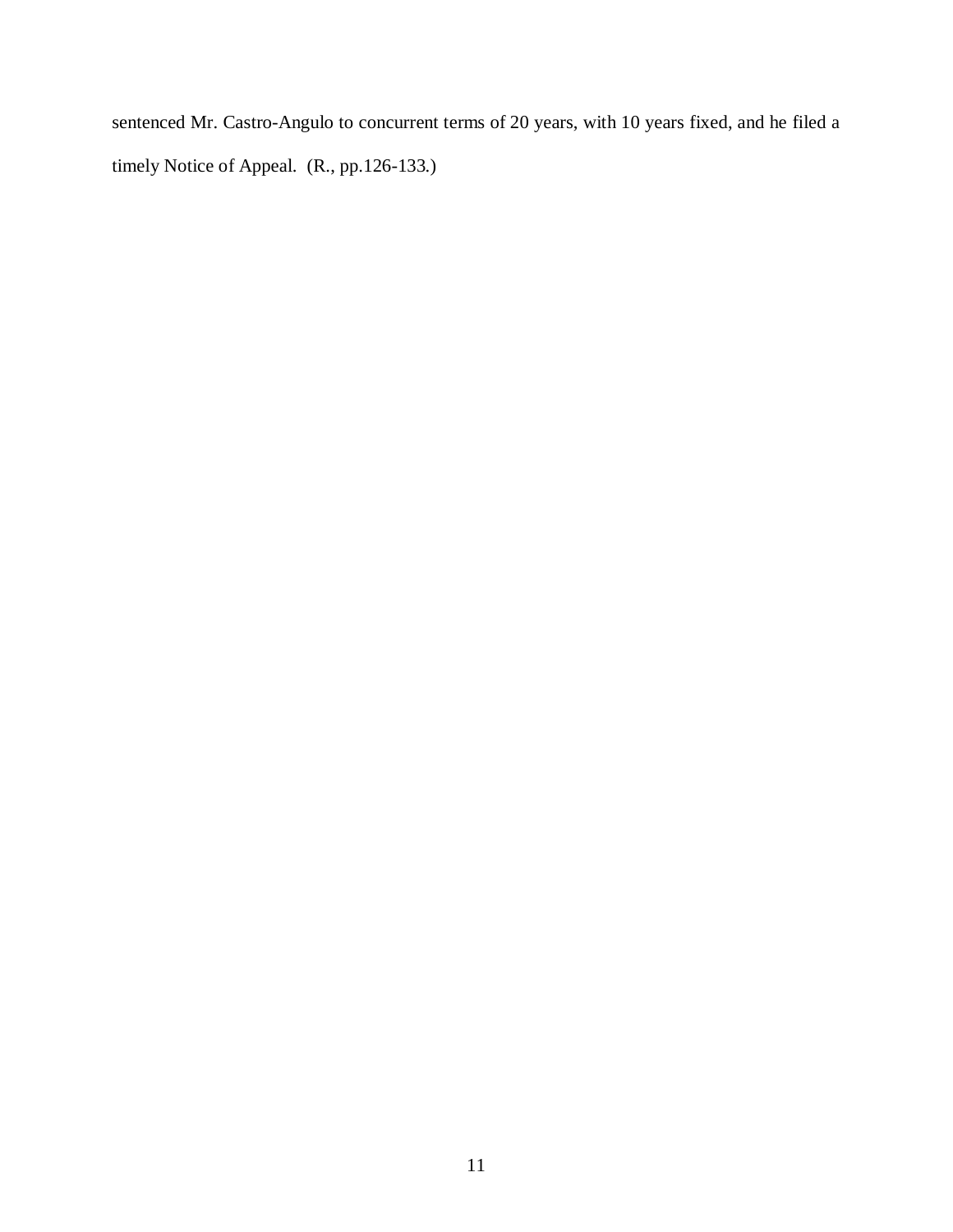sentenced Mr. Castro-Angulo to concurrent terms of 20 years, with 10 years fixed, and he filed a timely Notice of Appeal. (R., pp.126-133.)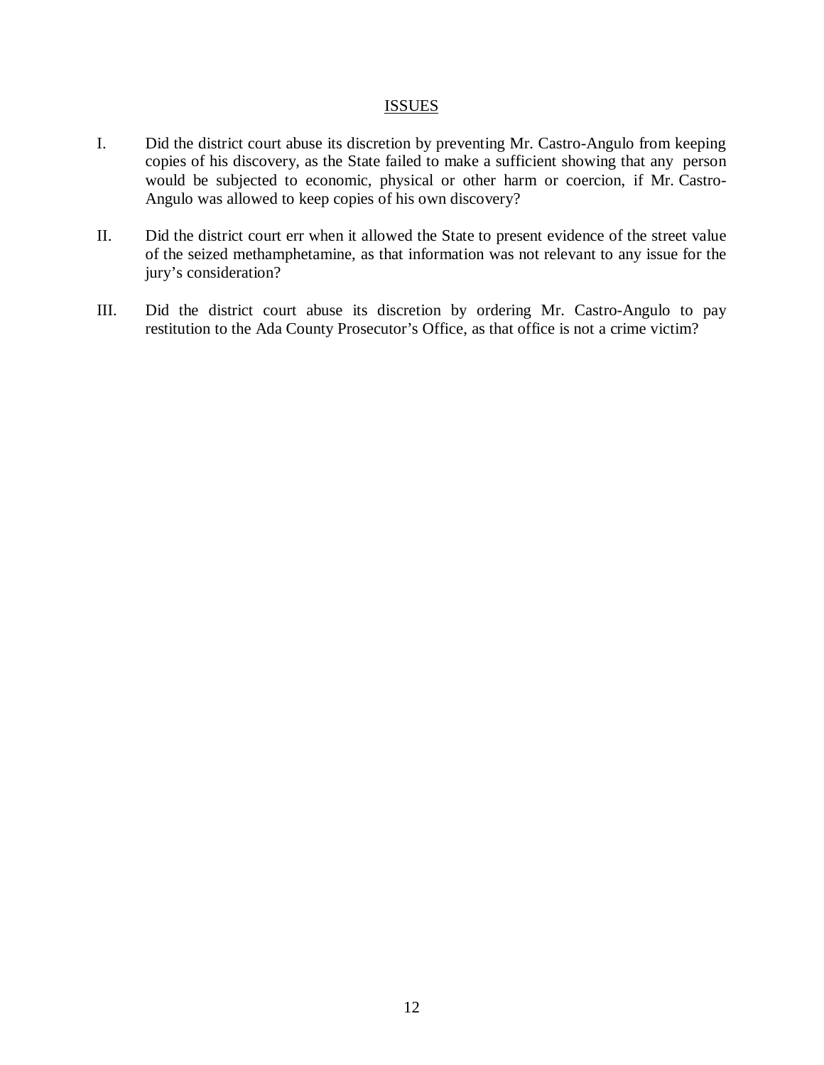## ISSUES

I. Did the district court abuse its discretion by preventing Mr. Castro-Angulo from keeping copies of his discovery, as the State failed to make a sufficient showing that any person would be subjected to economic, physical or other harm or coercion, if Mr. Castro-Angulo was allowed to keep copies of his own discovery?

II. Did the district court err when it allowed the State to present evidence of the street value of the seized methamphetamine, as that information was not relevant to any issue for the jury's consideration?

III. Did the district court abuse its discretion by ordering Mr. Castro-Angulo to pay restitution to the Ada County Prosecutor's Office, as that office is not a crime victim?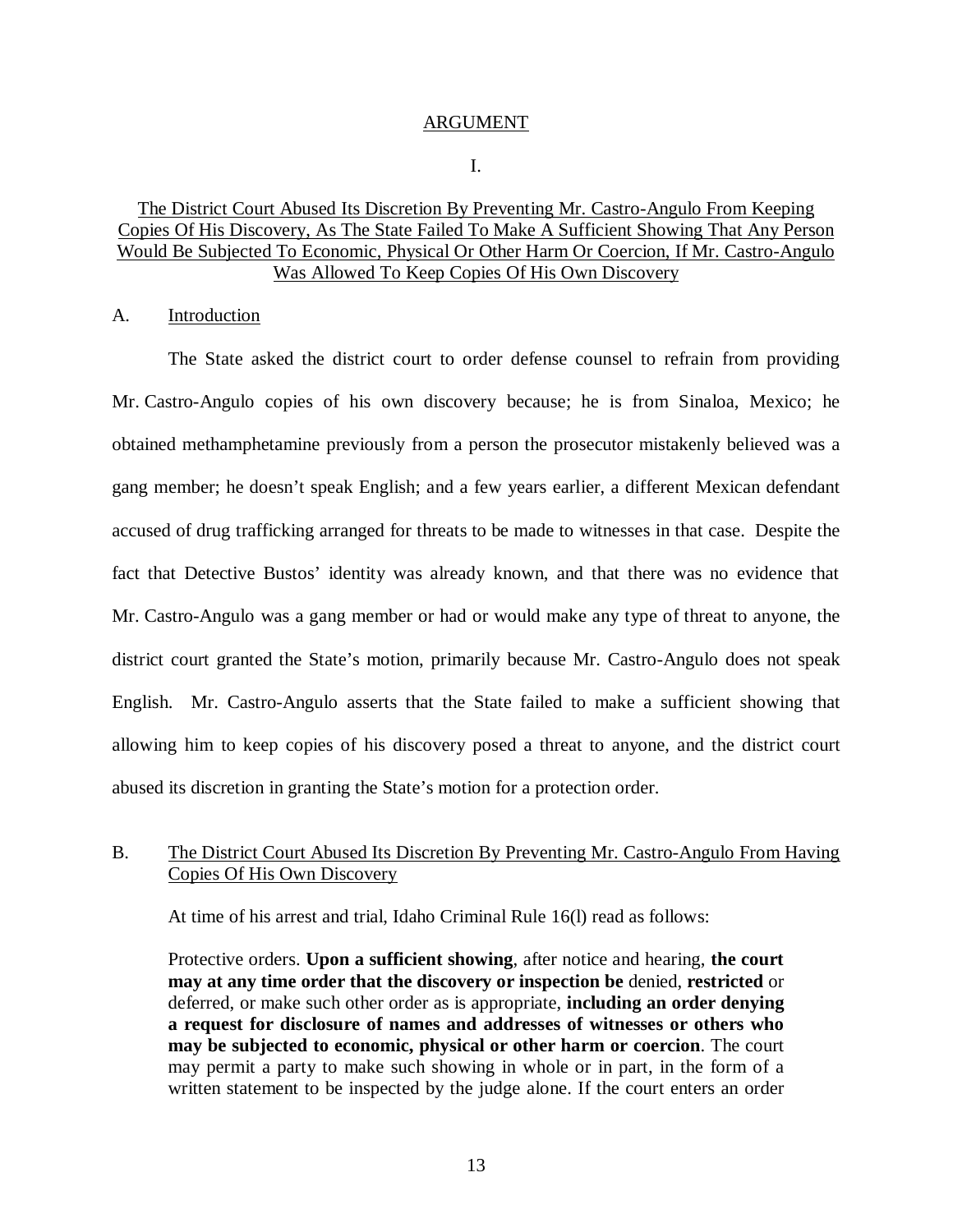## ARGUMENT

### I.

<u>The District Court Abused Its Discretion By Preventing Mr. Castro-Angulo From Keeping Copies Of His Discovery, As The State Failed To Make A Sufficient Showing That Any Person Would Be Subjected To Economic, Physical Or Other Harm Or Coercion, If Mr. Castro-Angulo Was Allowed To Keep Copies Of His Own Discovery</u>

A. <u>Introduction</u>

The State asked the district court to order defense counsel to refrain from providing Mr. Castro-Angulo copies of his own discovery because; he is from Sinaloa, Mexico; he obtained methamphetamine previously from a person the prosecutor mistakenly believed was a gang member; he doesn't speak English; and a few years earlier, a different Mexican defendant accused of drug trafficking arranged for threats to be made to witnesses in that case. Despite the fact that Detective Bustos' identity was already known, and that there was no evidence that Mr. Castro-Angulo was a gang member or had or would make any type of threat to anyone, the district court granted the State's motion, primarily because Mr. Castro-Angulo does not speak English. Mr. Castro-Angulo asserts that the State failed to make a sufficient showing that allowing him to keep copies of his discovery posed a threat to anyone, and the district court abused its discretion in granting the State's motion for a protection order.

B. <u>The District Court Abused Its Discretion By Preventing Mr. Castro-Angulo From Having Copies Of His Own Discovery</u>

At time of his arrest and trial, Idaho Criminal Rule 16(l) read as follows:

> Protective orders. **Upon a sufficient showing**, after notice and hearing, **the court may at any time order that the discovery or inspection be** denied, **restricted** or deferred, or make such other order as is appropriate, **including an order denying a request for disclosure of names and addresses of witnesses or others who may be subjected to economic, physical or other harm or coercion**. The court may permit a party to make such showing in whole or in part, in the form of a written statement to be inspected by the judge alone. If the court enters an order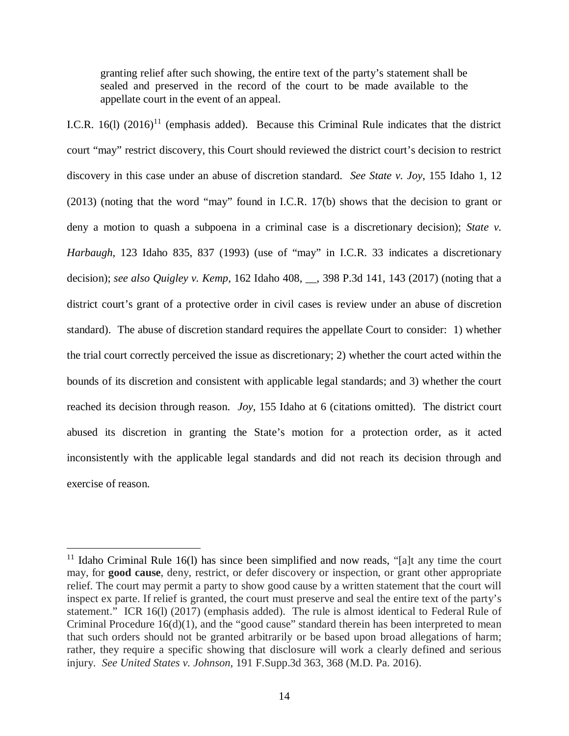> granting relief after such showing, the entire text of the party's statement shall be sealed and preserved in the record of the court to be made available to the appellate court in the event of an appeal.

I.C.R. 16(l) (2016)[11] (emphasis added). Because this Criminal Rule indicates that the district court "may" restrict discovery, this Court should reviewed the district court's decision to restrict discovery in this case under an abuse of discretion standard. *See State v. Joy*, 155 Idaho 1, 12 (2013) (noting that the word "may" found in I.C.R. 17(b) shows that the decision to grant or deny a motion to quash a subpoena in a criminal case is a discretionary decision); *State v. Harbaugh*, 123 Idaho 835, 837 (1993) (use of "may" in I.C.R. 33 indicates a discretionary decision); *see also Quigley v. Kemp*, 162 Idaho 408, __, 398 P.3d 141, 143 (2017) (noting that a district court's grant of a protective order in civil cases is review under an abuse of discretion standard). The abuse of discretion standard requires the appellate Court to consider: 1) whether the trial court correctly perceived the issue as discretionary; 2) whether the court acted within the bounds of its discretion and consistent with applicable legal standards; and 3) whether the court reached its decision through reason. *Joy*, 155 Idaho at 6 (citations omitted). The district court abused its discretion in granting the State's motion for a protection order, as it acted inconsistently with the applicable legal standards and did not reach its decision through and exercise of reason.

---

[11] Idaho Criminal Rule 16(l) has since been simplified and now reads, "[a]t any time the court may, for **good cause**, deny, restrict, or defer discovery or inspection, or grant other appropriate relief. The court may permit a party to show good cause by a written statement that the court will inspect ex parte. If relief is granted, the court must preserve and seal the entire text of the party's statement." ICR 16(l) (2017) (emphasis added). The rule is almost identical to Federal Rule of Criminal Procedure 16(d)(1), and the "good cause" standard therein has been interpreted to mean that such orders should not be granted arbitrarily or be based upon broad allegations of harm; rather, they require a specific showing that disclosure will work a clearly defined and serious injury. *See United States v. Johnson*, 191 F.Supp.3d 363, 368 (M.D. Pa. 2016).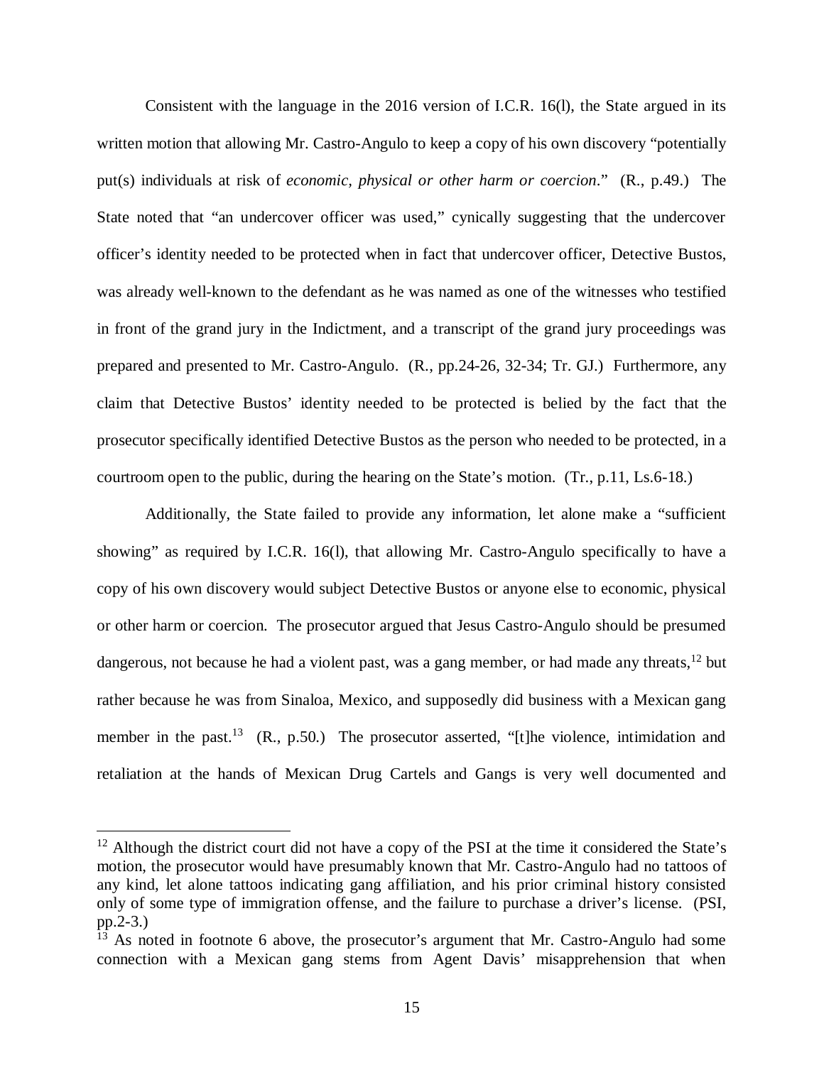Consistent with the language in the 2016 version of I.C.R. 16(l), the State argued in its written motion that allowing Mr. Castro-Angulo to keep a copy of his own discovery "potentially put(s) individuals at risk of *economic, physical or other harm or coercion*." (R., p.49.) The State noted that "an undercover officer was used," cynically suggesting that the undercover officer's identity needed to be protected when in fact that undercover officer, Detective Bustos, was already well-known to the defendant as he was named as one of the witnesses who testified in front of the grand jury in the Indictment, and a transcript of the grand jury proceedings was prepared and presented to Mr. Castro-Angulo. (R., pp.24-26, 32-34; Tr. GJ.) Furthermore, any claim that Detective Bustos' identity needed to be protected is belied by the fact that the prosecutor specifically identified Detective Bustos as the person who needed to be protected, in a courtroom open to the public, during the hearing on the State's motion. (Tr., p.11, Ls.6-18.)

Additionally, the State failed to provide any information, let alone make a "sufficient showing" as required by I.C.R. 16(l), that allowing Mr. Castro-Angulo specifically to have a copy of his own discovery would subject Detective Bustos or anyone else to economic, physical or other harm or coercion. The prosecutor argued that Jesus Castro-Angulo should be presumed dangerous, not because he had a violent past, was a gang member, or had made any threats,[12] but rather because he was from Sinaloa, Mexico, and supposedly did business with a Mexican gang member in the past.[13] (R., p.50.) The prosecutor asserted, "[t]he violence, intimidation and retaliation at the hands of Mexican Drug Cartels and Gangs is very well documented and

---

[12] Although the district court did not have a copy of the PSI at the time it considered the State's motion, the prosecutor would have presumably known that Mr. Castro-Angulo had no tattoos of any kind, let alone tattoos indicating gang affiliation, and his prior criminal history consisted only of some type of immigration offense, and the failure to purchase a driver's license. (PSI, pp.2-3.)

[13] As noted in footnote 6 above, the prosecutor's argument that Mr. Castro-Angulo had some connection with a Mexican gang stems from Agent Davis' misapprehension that when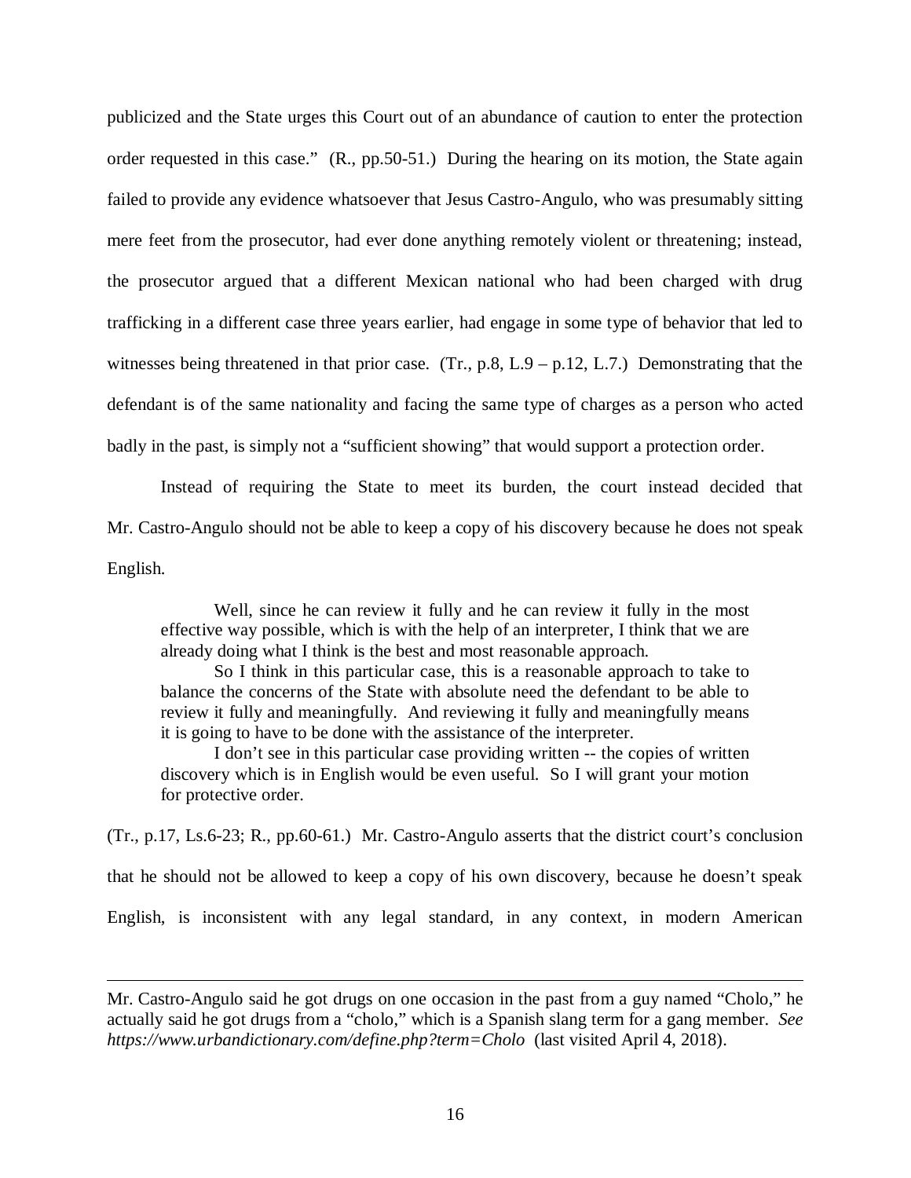publicized and the State urges this Court out of an abundance of caution to enter the protection order requested in this case." (R., pp.50-51.) During the hearing on its motion, the State again failed to provide any evidence whatsoever that Jesus Castro-Angulo, who was presumably sitting mere feet from the prosecutor, had ever done anything remotely violent or threatening; instead, the prosecutor argued that a different Mexican national who had been charged with drug trafficking in a different case three years earlier, had engage in some type of behavior that led to witnesses being threatened in that prior case. (Tr., p.8, L.9 – p.12, L.7.) Demonstrating that the defendant is of the same nationality and facing the same type of charges as a person who acted badly in the past, is simply not a "sufficient showing" that would support a protection order.

Instead of requiring the State to meet its burden, the court instead decided that Mr. Castro-Angulo should not be able to keep a copy of his discovery because he does not speak English.

> Well, since he can review it fully and he can review it fully in the most effective way possible, which is with the help of an interpreter, I think that we are already doing what I think is the best and most reasonable approach.
>
> So I think in this particular case, this is a reasonable approach to take to balance the concerns of the State with absolute need the defendant to be able to review it fully and meaningfully. And reviewing it fully and meaningfully means it is going to have to be done with the assistance of the interpreter.
>
> I don't see in this particular case providing written -- the copies of written discovery which is in English would be even useful. So I will grant your motion for protective order.

(Tr., p.17, Ls.6-23; R., pp.60-61.) Mr. Castro-Angulo asserts that the district court's conclusion that he should not be allowed to keep a copy of his own discovery, because he doesn't speak English, is inconsistent with any legal standard, in any context, in modern American

---

Mr. Castro-Angulo said he got drugs on one occasion in the past from a guy named "Cholo," he actually said he got drugs from a "cholo," which is a Spanish slang term for a gang member. *See https://www.urbandictionary.com/define.php?term=Cholo* (last visited April 4, 2018).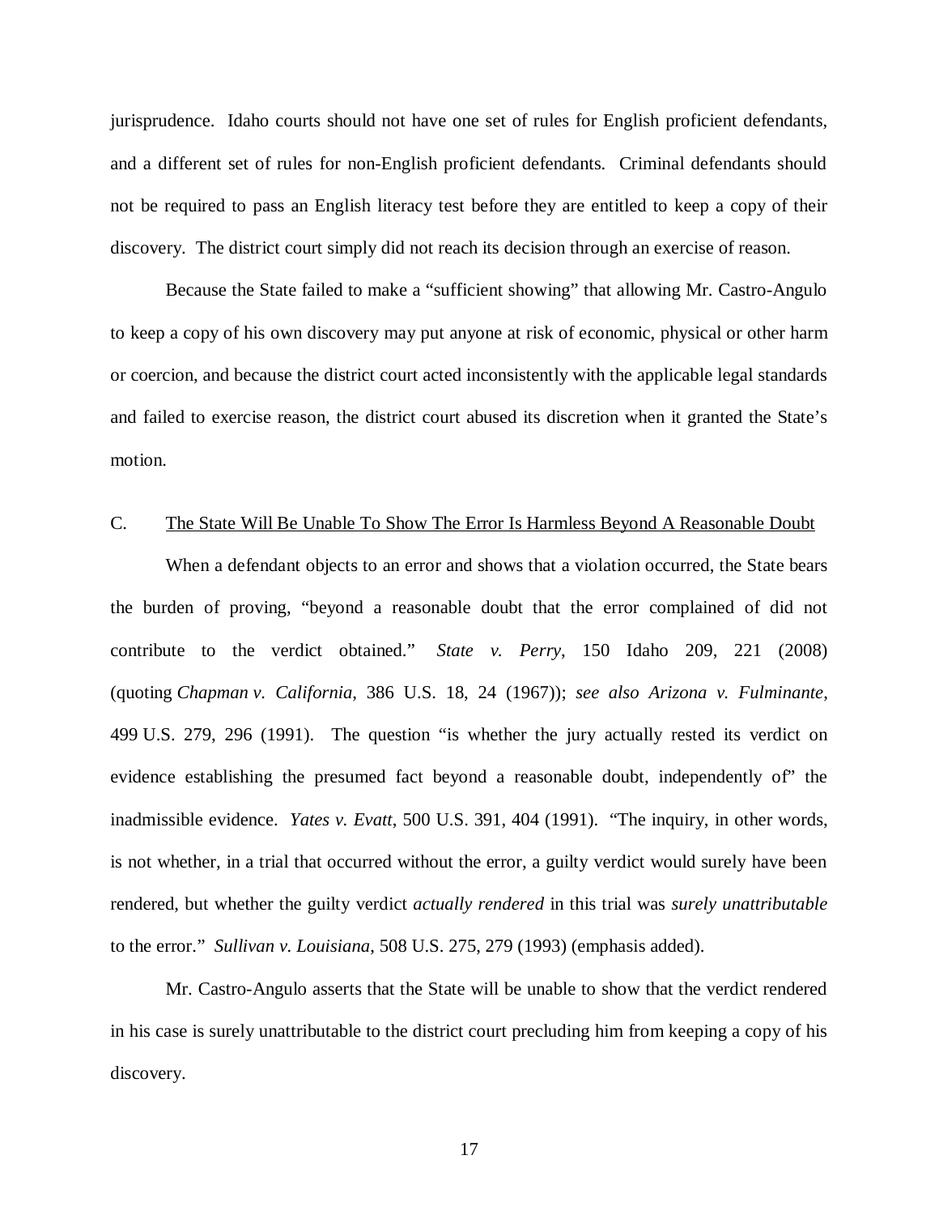jurisprudence. Idaho courts should not have one set of rules for English proficient defendants, and a different set of rules for non-English proficient defendants. Criminal defendants should not be required to pass an English literacy test before they are entitled to keep a copy of their discovery. The district court simply did not reach its decision through an exercise of reason.

Because the State failed to make a "sufficient showing" that allowing Mr. Castro-Angulo to keep a copy of his own discovery may put anyone at risk of economic, physical or other harm or coercion, and because the district court acted inconsistently with the applicable legal standards and failed to exercise reason, the district court abused its discretion when it granted the State's motion.

### C. <u>The State Will Be Unable To Show The Error Is Harmless Beyond A Reasonable Doubt</u>

When a defendant objects to an error and shows that a violation occurred, the State bears the burden of proving, "beyond a reasonable doubt that the error complained of did not contribute to the verdict obtained." *State v. Perry*, 150 Idaho 209, 221 (2008) (quoting *Chapman v. California*, 386 U.S. 18, 24 (1967)); *see also Arizona v. Fulminante*, 499 U.S. 279, 296 (1991). The question "is whether the jury actually rested its verdict on evidence establishing the presumed fact beyond a reasonable doubt, independently of" the inadmissible evidence. *Yates v. Evatt*, 500 U.S. 391, 404 (1991). "The inquiry, in other words, is not whether, in a trial that occurred without the error, a guilty verdict would surely have been rendered, but whether the guilty verdict *actually rendered* in this trial was *surely unattributable* to the error." *Sullivan v. Louisiana*, 508 U.S. 275, 279 (1993) (emphasis added).

Mr. Castro-Angulo asserts that the State will be unable to show that the verdict rendered in his case is surely unattributable to the district court precluding him from keeping a copy of his discovery.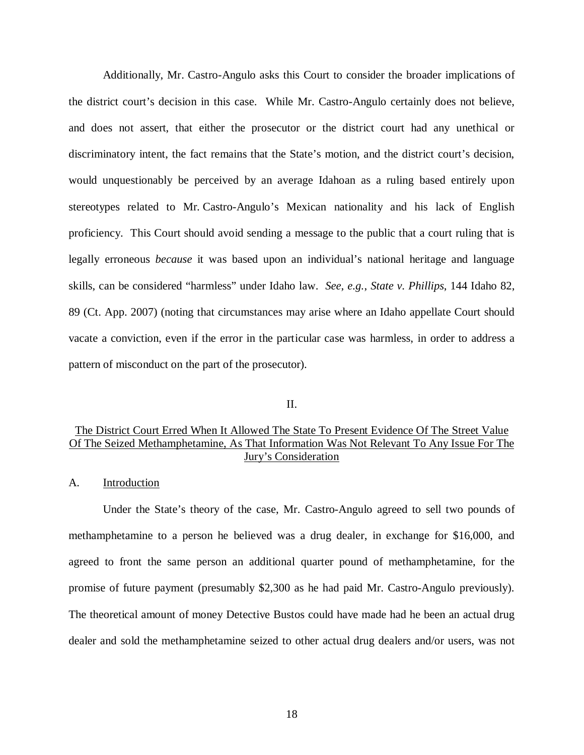Additionally, Mr. Castro-Angulo asks this Court to consider the broader implications of the district court's decision in this case. While Mr. Castro-Angulo certainly does not believe, and does not assert, that either the prosecutor or the district court had any unethical or discriminatory intent, the fact remains that the State's motion, and the district court's decision, would unquestionably be perceived by an average Idahoan as a ruling based entirely upon stereotypes related to Mr. Castro-Angulo's Mexican nationality and his lack of English proficiency. This Court should avoid sending a message to the public that a court ruling that is legally erroneous *because* it was based upon an individual's national heritage and language skills, can be considered "harmless" under Idaho law. *See*, *e.g.*, *State v. Phillips*, 144 Idaho 82, 89 (Ct. App. 2007) (noting that circumstances may arise where an Idaho appellate Court should vacate a conviction, even if the error in the particular case was harmless, in order to address a pattern of misconduct on the part of the prosecutor).

## II.

## The District Court Erred When It Allowed The State To Present Evidence Of The Street Value Of The Seized Methamphetamine, As That Information Was Not Relevant To Any Issue For The Jury's Consideration

### A. Introduction

Under the State's theory of the case, Mr. Castro-Angulo agreed to sell two pounds of methamphetamine to a person he believed was a drug dealer, in exchange for $16,000, and agreed to front the same person an additional quarter pound of methamphetamine, for the promise of future payment (presumably $2,300 as he had paid Mr. Castro-Angulo previously). The theoretical amount of money Detective Bustos could have made had he been an actual drug dealer and sold the methamphetamine seized to other actual drug dealers and/or users, was not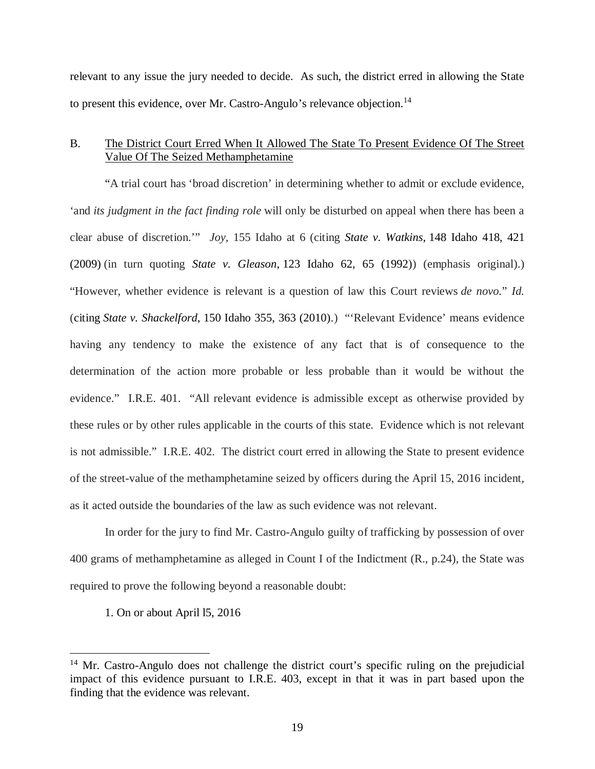relevant to any issue the jury needed to decide. As such, the district erred in allowing the State to present this evidence, over Mr. Castro-Angulo's relevance objection.[14]

B. <u>The District Court Erred When It Allowed The State To Present Evidence Of The Street Value Of The Seized Methamphetamine</u>

"A trial court has 'broad discretion' in determining whether to admit or exclude evidence, 'and *its judgment in the fact finding role* will only be disturbed on appeal when there has been a clear abuse of discretion.'" *Joy*, 155 Idaho at 6 (citing *State v. Watkins*, 148 Idaho 418, 421 (2009) (in turn quoting *State v. Gleason*, 123 Idaho 62, 65 (1992)) (emphasis original).) "However, whether evidence is relevant is a question of law this Court reviews *de novo*." *Id.* (citing *State v. Shackelford*, 150 Idaho 355, 363 (2010).) "'Relevant Evidence' means evidence having any tendency to make the existence of any fact that is of consequence to the determination of the action more probable or less probable than it would be without the evidence." I.R.E. 401. "All relevant evidence is admissible except as otherwise provided by these rules or by other rules applicable in the courts of this state. Evidence which is not relevant is not admissible." I.R.E. 402. The district court erred in allowing the State to present evidence of the street-value of the methamphetamine seized by officers during the April 15, 2016 incident, as it acted outside the boundaries of the law as such evidence was not relevant.

In order for the jury to find Mr. Castro-Angulo guilty of trafficking by possession of over 400 grams of methamphetamine as alleged in Count I of the Indictment (R., p.24), the State was required to prove the following beyond a reasonable doubt:

1. On or about April l5, 2016

[14] Mr. Castro-Angulo does not challenge the district court's specific ruling on the prejudicial impact of this evidence pursuant to I.R.E. 403, except in that it was in part based upon the finding that the evidence was relevant.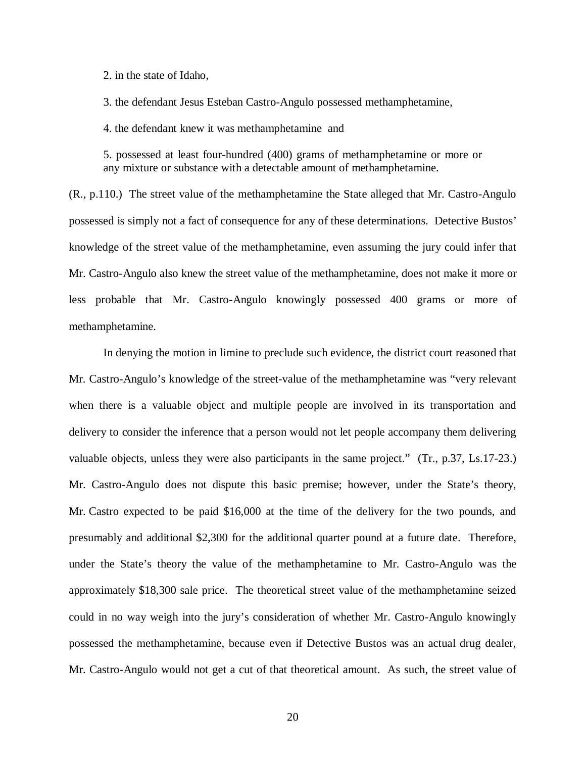2. in the state of Idaho,

3. the defendant Jesus Esteban Castro-Angulo possessed methamphetamine,

4. the defendant knew it was methamphetamine and

5. possessed at least four-hundred (400) grams of methamphetamine or more or any mixture or substance with a detectable amount of methamphetamine.

(R., p.110.) The street value of the methamphetamine the State alleged that Mr. Castro-Angulo possessed is simply not a fact of consequence for any of these determinations. Detective Bustos' knowledge of the street value of the methamphetamine, even assuming the jury could infer that Mr. Castro-Angulo also knew the street value of the methamphetamine, does not make it more or less probable that Mr. Castro-Angulo knowingly possessed 400 grams or more of methamphetamine.

In denying the motion in limine to preclude such evidence, the district court reasoned that Mr. Castro-Angulo's knowledge of the street-value of the methamphetamine was "very relevant when there is a valuable object and multiple people are involved in its transportation and delivery to consider the inference that a person would not let people accompany them delivering valuable objects, unless they were also participants in the same project." (Tr., p.37, Ls.17-23.) Mr. Castro-Angulo does not dispute this basic premise; however, under the State's theory, Mr. Castro expected to be paid $16,000 at the time of the delivery for the two pounds, and presumably and additional $2,300 for the additional quarter pound at a future date. Therefore, under the State's theory the value of the methamphetamine to Mr. Castro-Angulo was the approximately $18,300 sale price. The theoretical street value of the methamphetamine seized could in no way weigh into the jury's consideration of whether Mr. Castro-Angulo knowingly possessed the methamphetamine, because even if Detective Bustos was an actual drug dealer, Mr. Castro-Angulo would not get a cut of that theoretical amount. As such, the street value of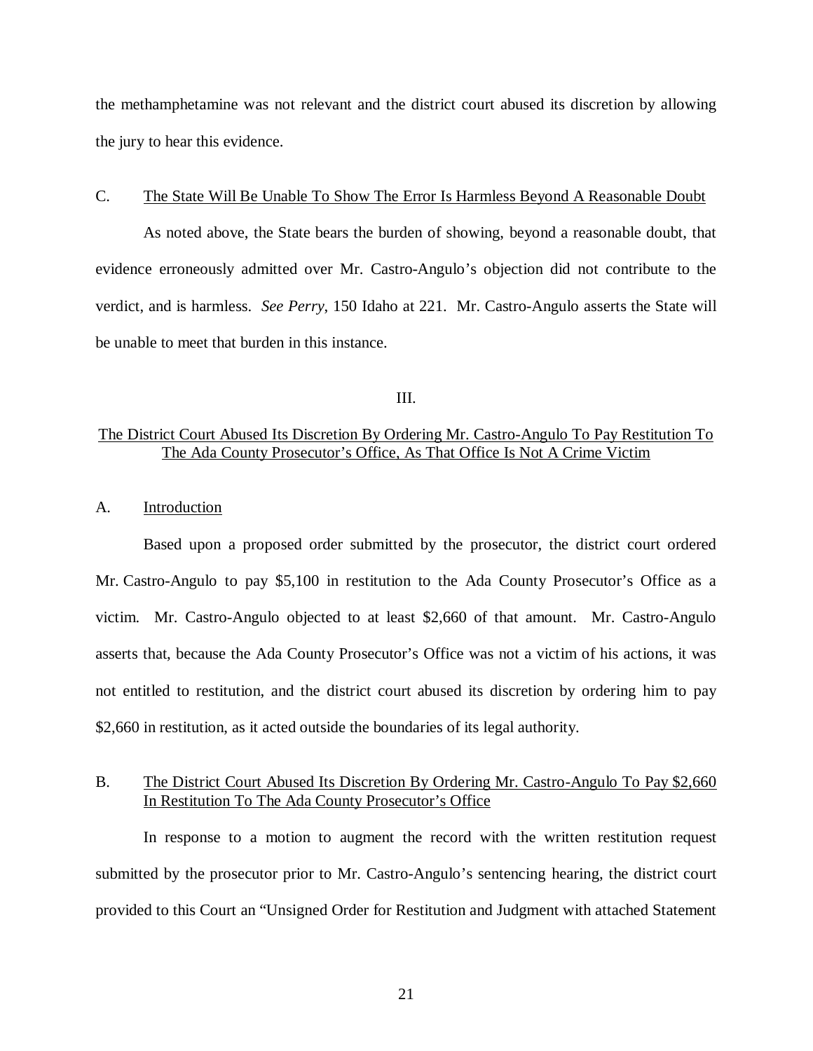the methamphetamine was not relevant and the district court abused its discretion by allowing the jury to hear this evidence.

### C. The State Will Be Unable To Show The Error Is Harmless Beyond A Reasonable Doubt

As noted above, the State bears the burden of showing, beyond a reasonable doubt, that evidence erroneously admitted over Mr. Castro-Angulo's objection did not contribute to the verdict, and is harmless. *See Perry*, 150 Idaho at 221. Mr. Castro-Angulo asserts the State will be unable to meet that burden in this instance.

## III.

## The District Court Abused Its Discretion By Ordering Mr. Castro-Angulo To Pay Restitution To The Ada County Prosecutor's Office, As That Office Is Not A Crime Victim

### A. Introduction

Based upon a proposed order submitted by the prosecutor, the district court ordered Mr. Castro-Angulo to pay $5,100 in restitution to the Ada County Prosecutor's Office as a victim. Mr. Castro-Angulo objected to at least $2,660 of that amount. Mr. Castro-Angulo asserts that, because the Ada County Prosecutor's Office was not a victim of his actions, it was not entitled to restitution, and the district court abused its discretion by ordering him to pay $2,660 in restitution, as it acted outside the boundaries of its legal authority.

### B. The District Court Abused Its Discretion By Ordering Mr. Castro-Angulo To Pay $2,660 In Restitution To The Ada County Prosecutor's Office

In response to a motion to augment the record with the written restitution request submitted by the prosecutor prior to Mr. Castro-Angulo's sentencing hearing, the district court provided to this Court an "Unsigned Order for Restitution and Judgment with attached Statement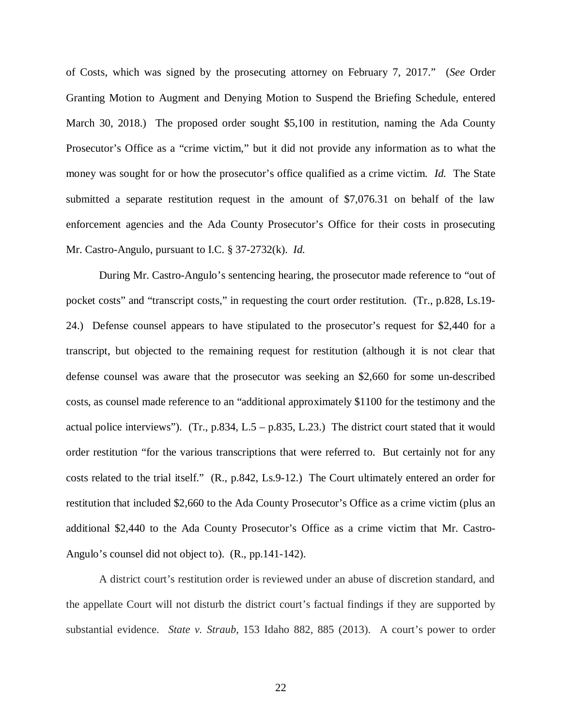of Costs, which was signed by the prosecuting attorney on February 7, 2017." (*See* Order Granting Motion to Augment and Denying Motion to Suspend the Briefing Schedule, entered March 30, 2018.) The proposed order sought $5,100 in restitution, naming the Ada County Prosecutor's Office as a "crime victim," but it did not provide any information as to what the money was sought for or how the prosecutor's office qualified as a crime victim. *Id.* The State submitted a separate restitution request in the amount of $7,076.31 on behalf of the law enforcement agencies and the Ada County Prosecutor's Office for their costs in prosecuting Mr. Castro-Angulo, pursuant to I.C. § 37-2732(k). *Id.*

During Mr. Castro-Angulo's sentencing hearing, the prosecutor made reference to "out of pocket costs" and "transcript costs," in requesting the court order restitution. (Tr., p.828, Ls.19-24.) Defense counsel appears to have stipulated to the prosecutor's request for $2,440 for a transcript, but objected to the remaining request for restitution (although it is not clear that defense counsel was aware that the prosecutor was seeking an $2,660 for some un-described costs, as counsel made reference to an "additional approximately $1100 for the testimony and the actual police interviews"). (Tr., p.834, L.5 – p.835, L.23.) The district court stated that it would order restitution "for the various transcriptions that were referred to. But certainly not for any costs related to the trial itself." (R., p.842, Ls.9-12.) The Court ultimately entered an order for restitution that included $2,660 to the Ada County Prosecutor's Office as a crime victim (plus an additional $2,440 to the Ada County Prosecutor's Office as a crime victim that Mr. Castro-Angulo's counsel did not object to). (R., pp.141-142).

A district court's restitution order is reviewed under an abuse of discretion standard, and the appellate Court will not disturb the district court's factual findings if they are supported by substantial evidence. *State v. Straub*, 153 Idaho 882, 885 (2013). A court's power to order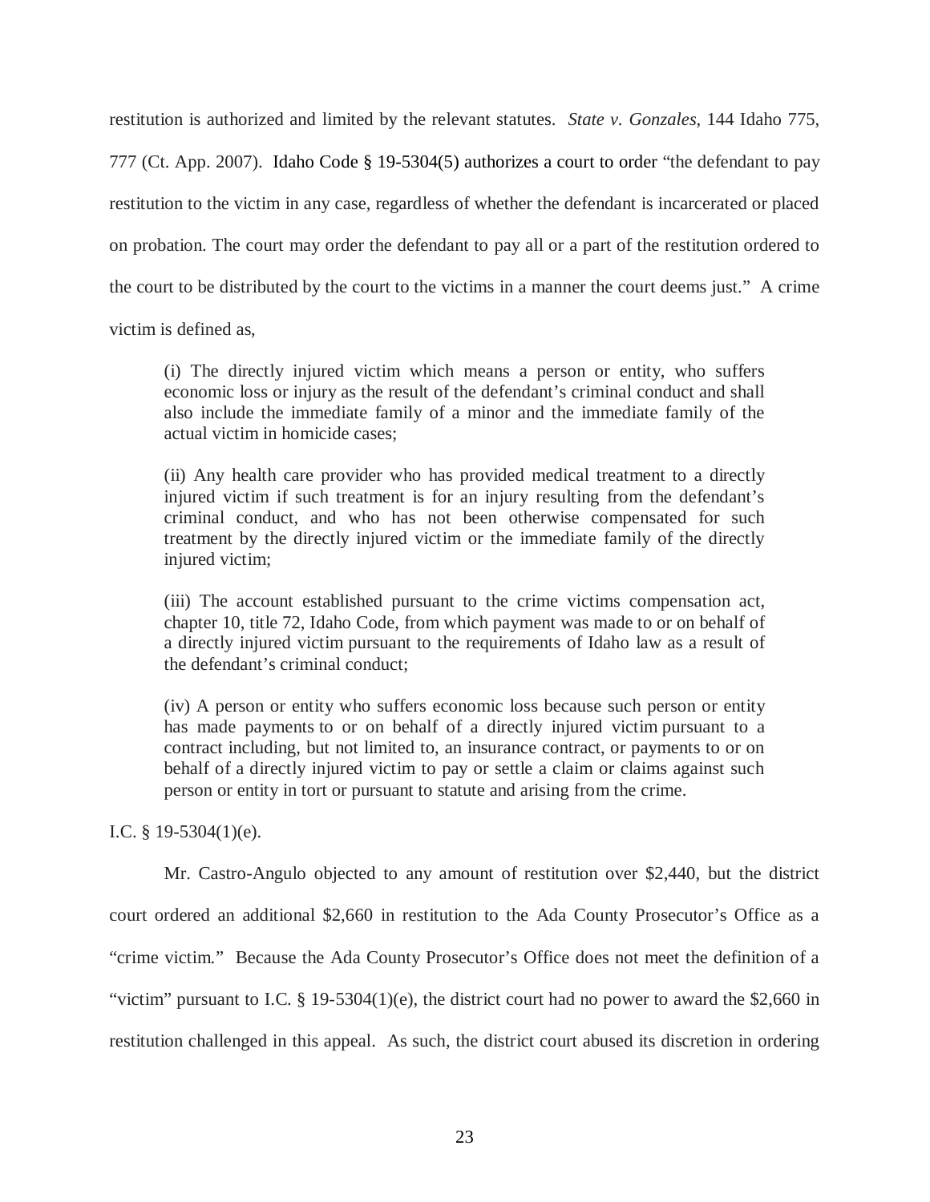restitution is authorized and limited by the relevant statutes. *State v. Gonzales*, 144 Idaho 775, 777 (Ct. App. 2007). Idaho Code § 19-5304(5) authorizes a court to order "the defendant to pay restitution to the victim in any case, regardless of whether the defendant is incarcerated or placed on probation. The court may order the defendant to pay all or a part of the restitution ordered to the court to be distributed by the court to the victims in a manner the court deems just." A crime victim is defined as,

> (i) The directly injured victim which means a person or entity, who suffers economic loss or injury as the result of the defendant's criminal conduct and shall also include the immediate family of a minor and the immediate family of the actual victim in homicide cases;
>
> (ii) Any health care provider who has provided medical treatment to a directly injured victim if such treatment is for an injury resulting from the defendant's criminal conduct, and who has not been otherwise compensated for such treatment by the directly injured victim or the immediate family of the directly injured victim;
>
> (iii) The account established pursuant to the crime victims compensation act, chapter 10, title 72, Idaho Code, from which payment was made to or on behalf of a directly injured victim pursuant to the requirements of Idaho law as a result of the defendant's criminal conduct;
>
> (iv) A person or entity who suffers economic loss because such person or entity has made payments to or on behalf of a directly injured victim pursuant to a contract including, but not limited to, an insurance contract, or payments to or on behalf of a directly injured victim to pay or settle a claim or claims against such person or entity in tort or pursuant to statute and arising from the crime.

I.C. § 19-5304(1)(e).

Mr. Castro-Angulo objected to any amount of restitution over $2,440, but the district court ordered an additional $2,660 in restitution to the Ada County Prosecutor's Office as a "crime victim." Because the Ada County Prosecutor's Office does not meet the definition of a "victim" pursuant to I.C. § 19-5304(1)(e), the district court had no power to award the $2,660 in restitution challenged in this appeal. As such, the district court abused its discretion in ordering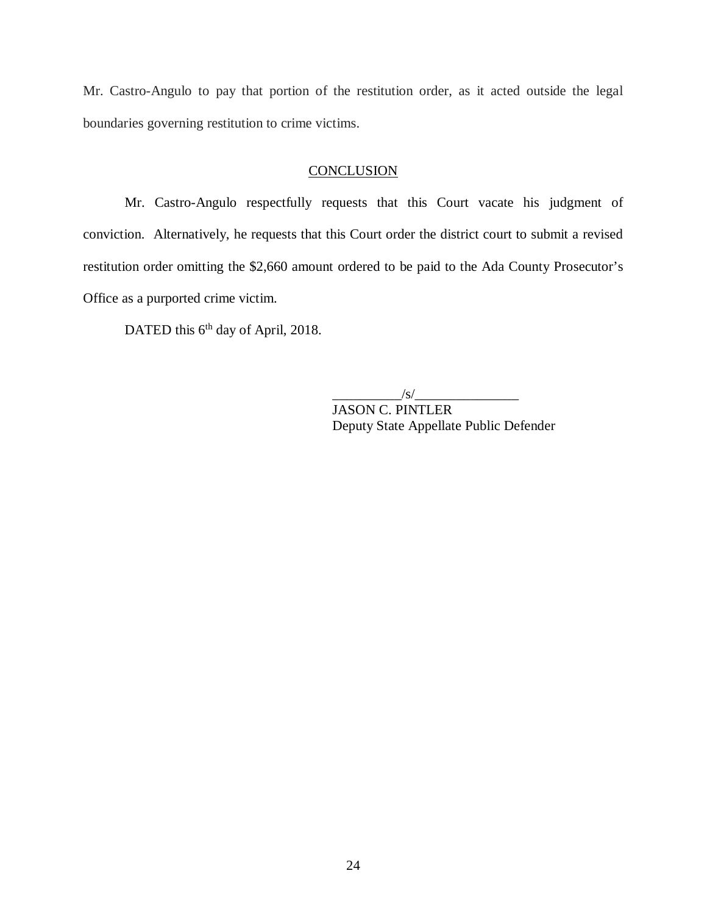Mr. Castro-Angulo to pay that portion of the restitution order, as it acted outside the legal boundaries governing restitution to crime victims.

## CONCLUSION

Mr. Castro-Angulo respectfully requests that this Court vacate his judgment of conviction. Alternatively, he requests that this Court order the district court to submit a revised restitution order omitting the $2,660 amount ordered to be paid to the Ada County Prosecutor's Office as a purported crime victim.

DATED this 6th day of April, 2018.

__________/s/_______________
JASON C. PINTLER
Deputy State Appellate Public Defender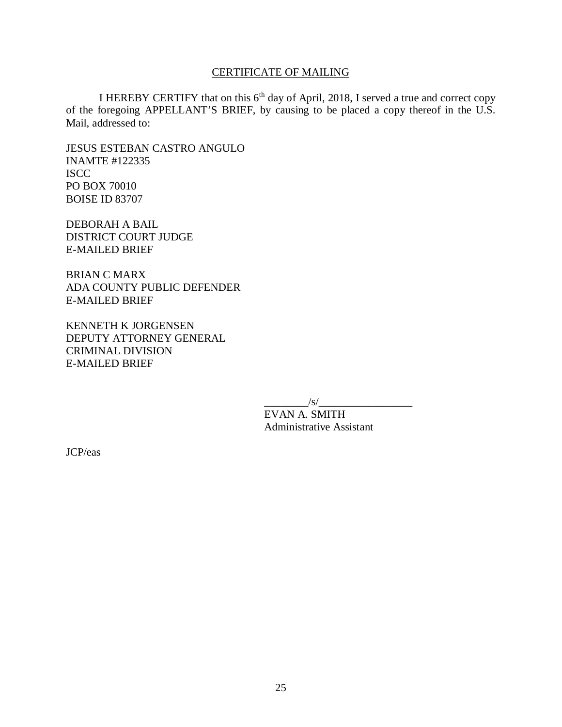## CERTIFICATE OF MAILING

I HEREBY CERTIFY that on this 6th day of April, 2018, I served a true and correct copy of the foregoing APPELLANT'S BRIEF, by causing to be placed a copy thereof in the U.S. Mail, addressed to:

JESUS ESTEBAN CASTRO ANGULO  
INAMTE #122335  
ISCC  
PO BOX 70010  
BOISE ID 83707

DEBORAH A BAIL  
DISTRICT COURT JUDGE  
E-MAILED BRIEF

BRIAN C MARX  
ADA COUNTY PUBLIC DEFENDER  
E-MAILED BRIEF

KENNETH K JORGENSEN  
DEPUTY ATTORNEY GENERAL  
CRIMINAL DIVISION  
E-MAILED BRIEF

________/s/_________________  
EVAN A. SMITH  
Administrative Assistant

JCP/eas